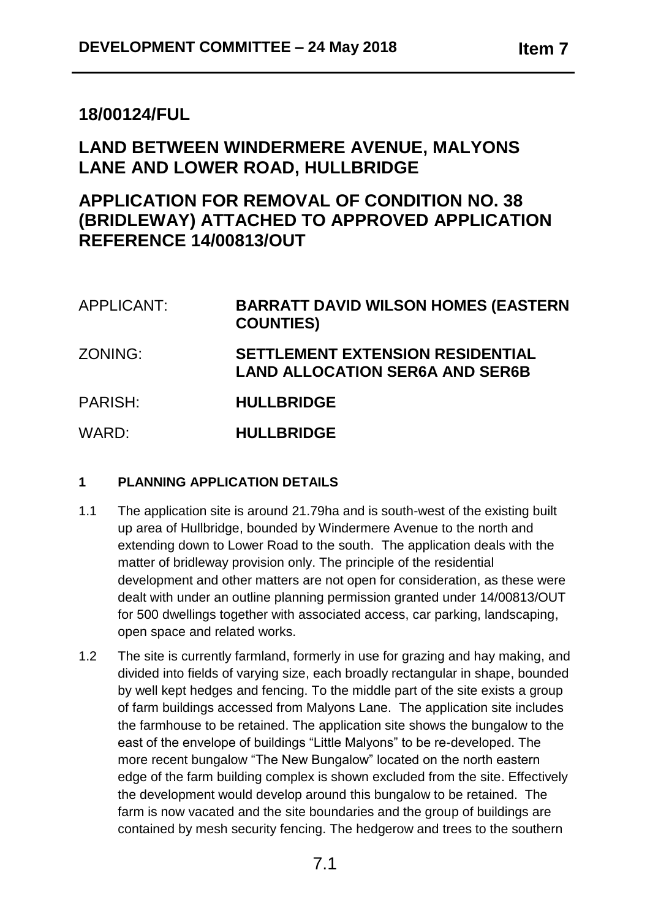## 18/00124/FUL

## LAND BETWEEN WINDERMERE AVENUE, MALYONS LANE AND LOWER ROAD, HULLBRIDGE

## APPLICATION FOR REMOVAL OF CONDITION NO. 38 (BRIDLEWAY) ATTACHED TO APPROVED APPLICATION REFERENCE 14/00813/OUT

| | |
|---|---|
| APPLICANT: | **BARRATT DAVID WILSON HOMES (EASTERN COUNTIES)** |
| ZONING: | **SETTLEMENT EXTENSION RESIDENTIAL LAND ALLOCATION SER6A AND SER6B** |
| PARISH: | **HULLBRIDGE** |
| WARD: | **HULLBRIDGE** |

### 1 PLANNING APPLICATION DETAILS

1.1 The application site is around 21.79ha and is south-west of the existing built up area of Hullbridge, bounded by Windermere Avenue to the north and extending down to Lower Road to the south. The application deals with the matter of bridleway provision only. The principle of the residential development and other matters are not open for consideration, as these were dealt with under an outline planning permission granted under 14/00813/OUT for 500 dwellings together with associated access, car parking, landscaping, open space and related works.

1.2 The site is currently farmland, formerly in use for grazing and hay making, and divided into fields of varying size, each broadly rectangular in shape, bounded by well kept hedges and fencing. To the middle part of the site exists a group of farm buildings accessed from Malyons Lane. The application site includes the farmhouse to be retained. The application site shows the bungalow to the east of the envelope of buildings "Little Malyons" to be re-developed. The more recent bungalow "The New Bungalow" located on the north eastern edge of the farm building complex is shown excluded from the site. Effectively the development would develop around this bungalow to be retained. The farm is now vacated and the site boundaries and the group of buildings are contained by mesh security fencing. The hedgerow and trees to the southern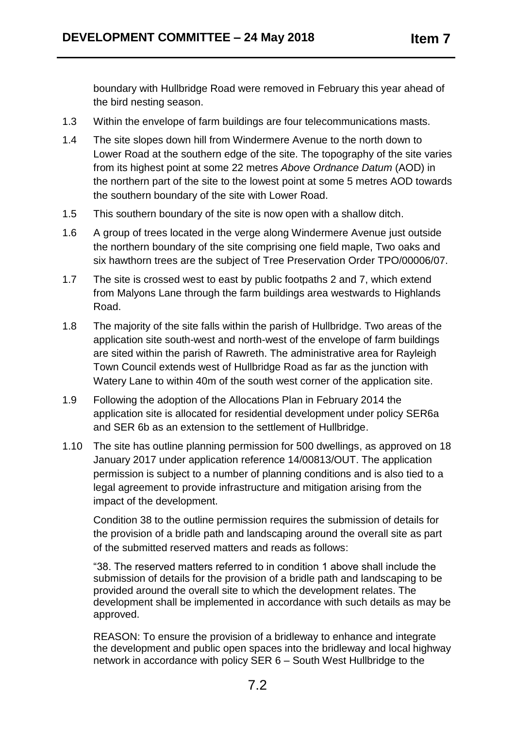boundary with Hullbridge Road were removed in February this year ahead of the bird nesting season.

1.3 Within the envelope of farm buildings are four telecommunications masts.

1.4 The site slopes down hill from Windermere Avenue to the north down to Lower Road at the southern edge of the site. The topography of the site varies from its highest point at some 22 metres *Above Ordnance Datum* (AOD) in the northern part of the site to the lowest point at some 5 metres AOD towards the southern boundary of the site with Lower Road.

1.5 This southern boundary of the site is now open with a shallow ditch.

1.6 A group of trees located in the verge along Windermere Avenue just outside the northern boundary of the site comprising one field maple, Two oaks and six hawthorn trees are the subject of Tree Preservation Order TPO/00006/07.

1.7 The site is crossed west to east by public footpaths 2 and 7, which extend from Malyons Lane through the farm buildings area westwards to Highlands Road.

1.8 The majority of the site falls within the parish of Hullbridge. Two areas of the application site south-west and north-west of the envelope of farm buildings are sited within the parish of Rawreth. The administrative area for Rayleigh Town Council extends west of Hullbridge Road as far as the junction with Watery Lane to within 40m of the south west corner of the application site.

1.9 Following the adoption of the Allocations Plan in February 2014 the application site is allocated for residential development under policy SER6a and SER 6b as an extension to the settlement of Hullbridge.

1.10 The site has outline planning permission for 500 dwellings, as approved on 18 January 2017 under application reference 14/00813/OUT. The application permission is subject to a number of planning conditions and is also tied to a legal agreement to provide infrastructure and mitigation arising from the impact of the development.

Condition 38 to the outline permission requires the submission of details for the provision of a bridle path and landscaping around the overall site as part of the submitted reserved matters and reads as follows:

"38. The reserved matters referred to in condition 1 above shall include the submission of details for the provision of a bridle path and landscaping to be provided around the overall site to which the development relates. The development shall be implemented in accordance with such details as may be approved.

REASON: To ensure the provision of a bridleway to enhance and integrate the development and public open spaces into the bridleway and local highway network in accordance with policy SER 6 – South West Hullbridge to the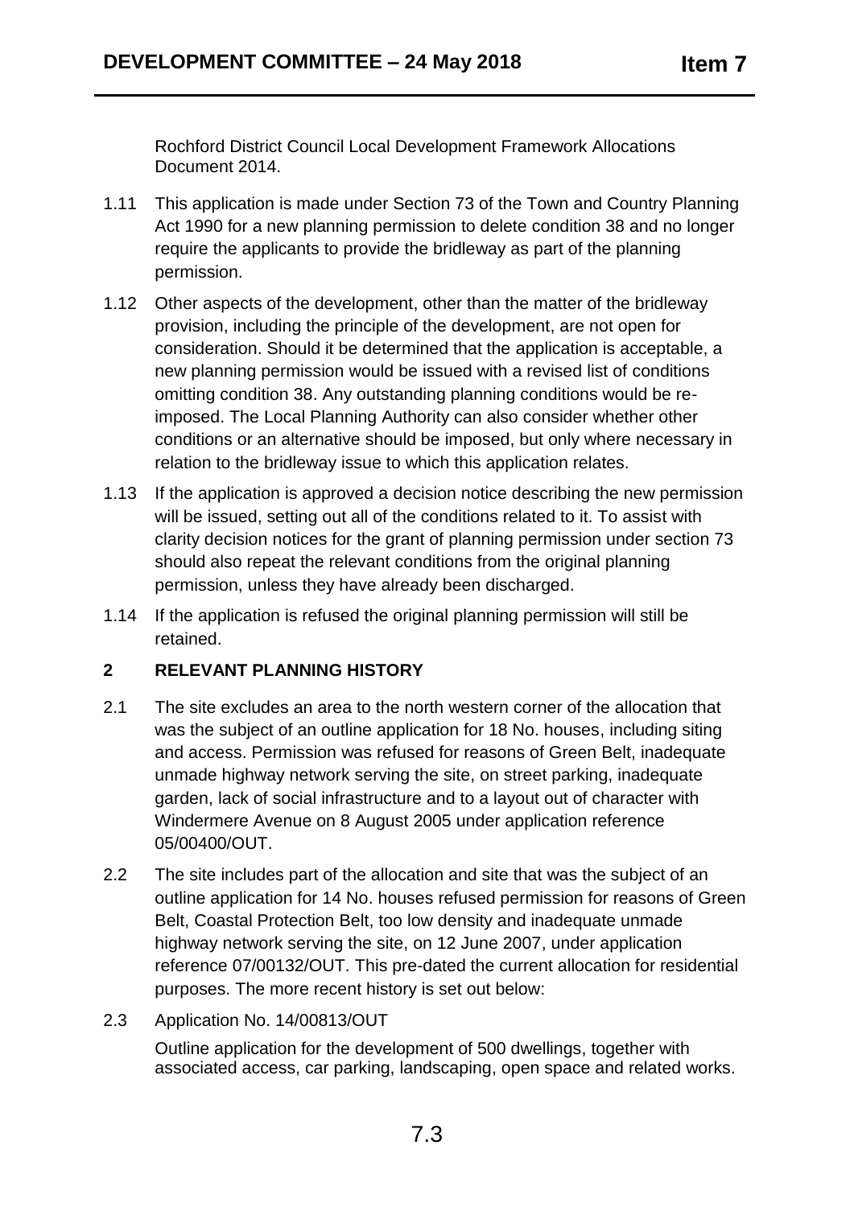Rochford District Council Local Development Framework Allocations Document 2014.

1.11 This application is made under Section 73 of the Town and Country Planning Act 1990 for a new planning permission to delete condition 38 and no longer require the applicants to provide the bridleway as part of the planning permission.

1.12 Other aspects of the development, other than the matter of the bridleway provision, including the principle of the development, are not open for consideration. Should it be determined that the application is acceptable, a new planning permission would be issued with a revised list of conditions omitting condition 38. Any outstanding planning conditions would be re-imposed. The Local Planning Authority can also consider whether other conditions or an alternative should be imposed, but only where necessary in relation to the bridleway issue to which this application relates.

1.13 If the application is approved a decision notice describing the new permission will be issued, setting out all of the conditions related to it. To assist with clarity decision notices for the grant of planning permission under section 73 should also repeat the relevant conditions from the original planning permission, unless they have already been discharged.

1.14 If the application is refused the original planning permission will still be retained.

## 2 RELEVANT PLANNING HISTORY

2.1 The site excludes an area to the north western corner of the allocation that was the subject of an outline application for 18 No. houses, including siting and access. Permission was refused for reasons of Green Belt, inadequate unmade highway network serving the site, on street parking, inadequate garden, lack of social infrastructure and to a layout out of character with Windermere Avenue on 8 August 2005 under application reference 05/00400/OUT.

2.2 The site includes part of the allocation and site that was the subject of an outline application for 14 No. houses refused permission for reasons of Green Belt, Coastal Protection Belt, too low density and inadequate unmade highway network serving the site, on 12 June 2007, under application reference 07/00132/OUT. This pre-dated the current allocation for residential purposes. The more recent history is set out below:

2.3 Application No. 14/00813/OUT

Outline application for the development of 500 dwellings, together with associated access, car parking, landscaping, open space and related works.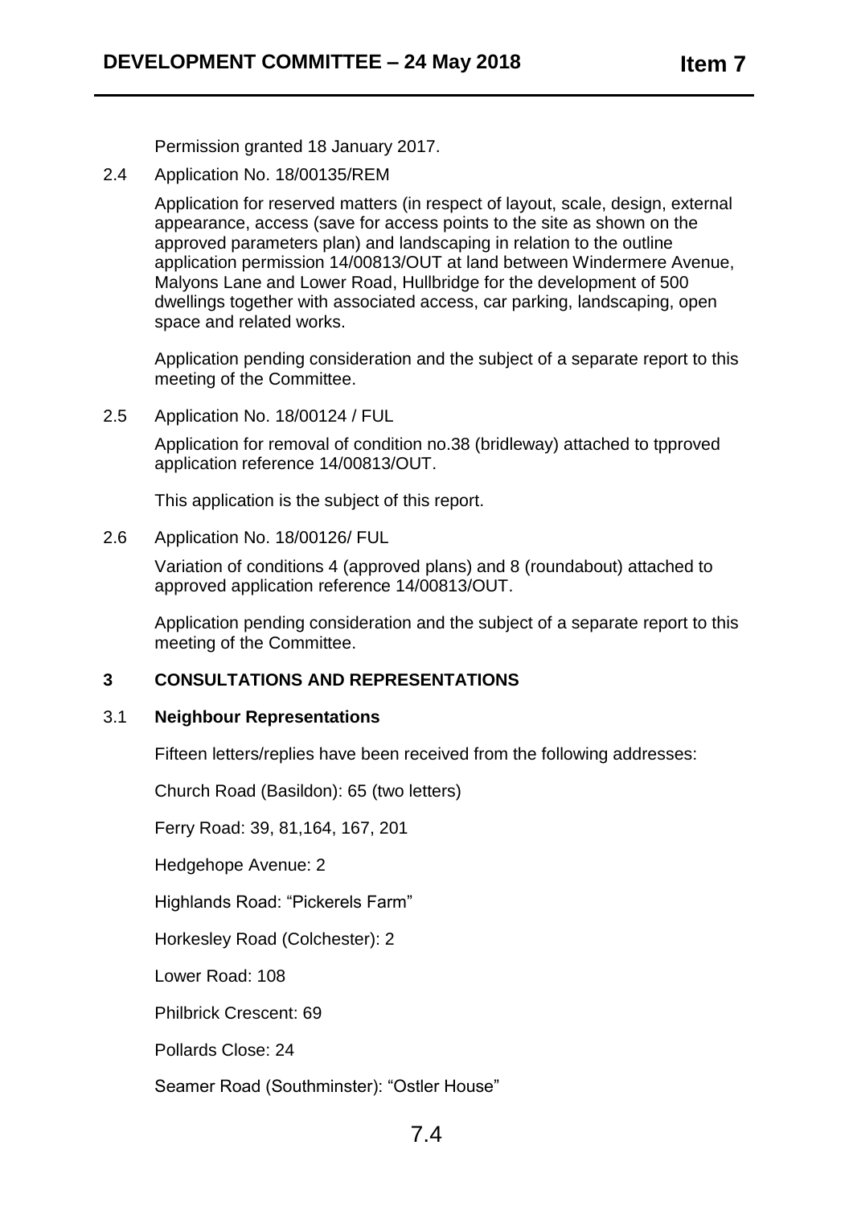Permission granted 18 January 2017.

2.4 Application No. 18/00135/REM

Application for reserved matters (in respect of layout, scale, design, external appearance, access (save for access points to the site as shown on the approved parameters plan) and landscaping in relation to the outline application permission 14/00813/OUT at land between Windermere Avenue, Malyons Lane and Lower Road, Hullbridge for the development of 500 dwellings together with associated access, car parking, landscaping, open space and related works.

Application pending consideration and the subject of a separate report to this meeting of the Committee.

2.5 Application No. 18/00124 / FUL

Application for removal of condition no.38 (bridleway) attached to tpproved application reference 14/00813/OUT.

This application is the subject of this report.

2.6 Application No. 18/00126/ FUL

Variation of conditions 4 (approved plans) and 8 (roundabout) attached to approved application reference 14/00813/OUT.

Application pending consideration and the subject of a separate report to this meeting of the Committee.

## 3 CONSULTATIONS AND REPRESENTATIONS

### 3.1 Neighbour Representations

Fifteen letters/replies have been received from the following addresses:

Church Road (Basildon): 65 (two letters)

Ferry Road: 39, 81,164, 167, 201

Hedgehope Avenue: 2

Highlands Road: "Pickerels Farm"

Horkesley Road (Colchester): 2

Lower Road: 108

Philbrick Crescent: 69

Pollards Close: 24

Seamer Road (Southminster): "Ostler House"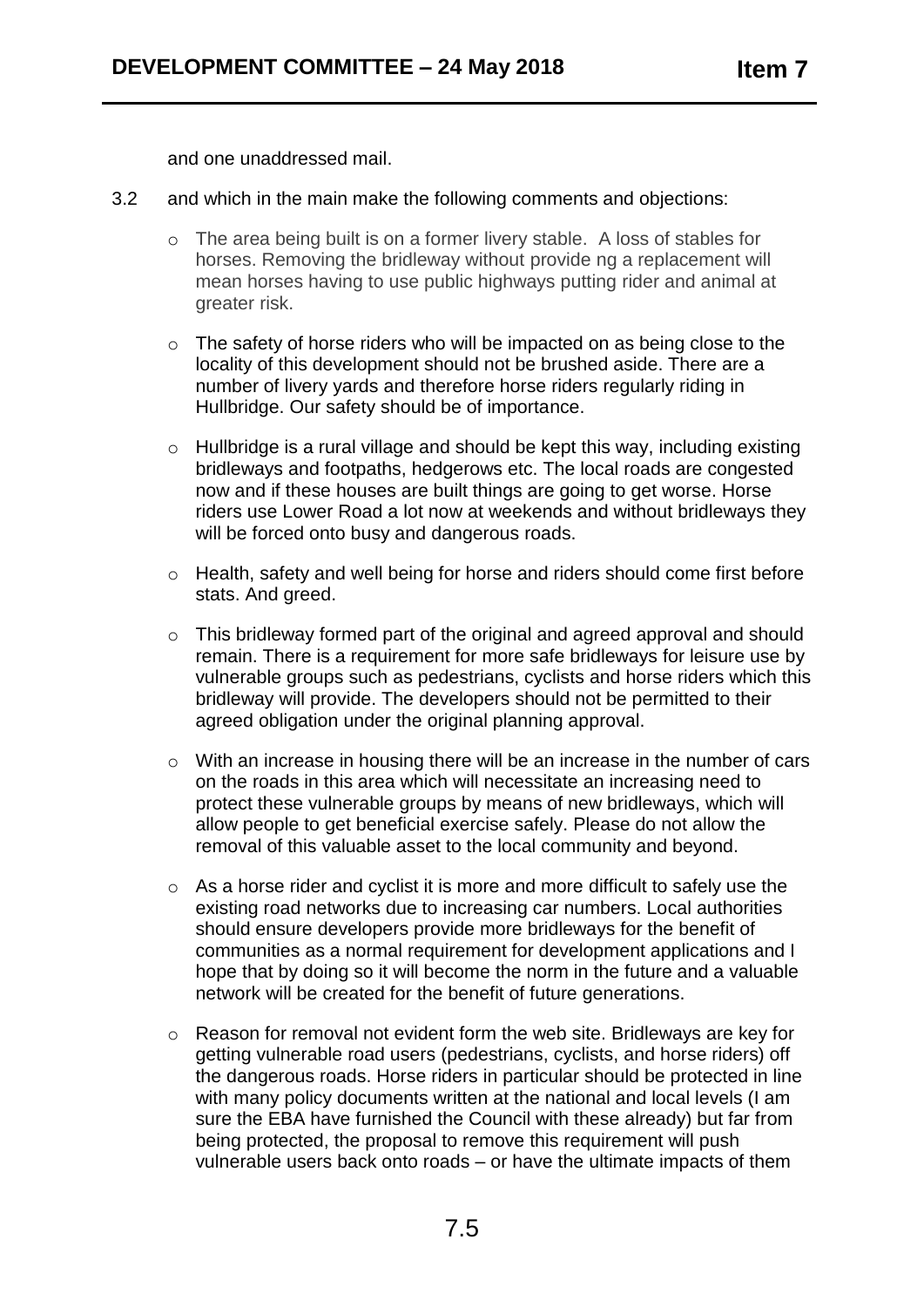and one unaddressed mail.

3.2 and which in the main make the following comments and objections:

- The area being built is on a former livery stable. A loss of stables for horses. Removing the bridleway without provide ng a replacement will mean horses having to use public highways putting rider and animal at greater risk.

- The safety of horse riders who will be impacted on as being close to the locality of this development should not be brushed aside. There are a number of livery yards and therefore horse riders regularly riding in Hullbridge. Our safety should be of importance.

- Hullbridge is a rural village and should be kept this way, including existing bridleways and footpaths, hedgerows etc. The local roads are congested now and if these houses are built things are going to get worse. Horse riders use Lower Road a lot now at weekends and without bridleways they will be forced onto busy and dangerous roads.

- Health, safety and well being for horse and riders should come first before stats. And greed.

- This bridleway formed part of the original and agreed approval and should remain. There is a requirement for more safe bridleways for leisure use by vulnerable groups such as pedestrians, cyclists and horse riders which this bridleway will provide. The developers should not be permitted to their agreed obligation under the original planning approval.

- With an increase in housing there will be an increase in the number of cars on the roads in this area which will necessitate an increasing need to protect these vulnerable groups by means of new bridleways, which will allow people to get beneficial exercise safely. Please do not allow the removal of this valuable asset to the local community and beyond.

- As a horse rider and cyclist it is more and more difficult to safely use the existing road networks due to increasing car numbers. Local authorities should ensure developers provide more bridleways for the benefit of communities as a normal requirement for development applications and I hope that by doing so it will become the norm in the future and a valuable network will be created for the benefit of future generations.

- Reason for removal not evident form the web site. Bridleways are key for getting vulnerable road users (pedestrians, cyclists, and horse riders) off the dangerous roads. Horse riders in particular should be protected in line with many policy documents written at the national and local levels (I am sure the EBA have furnished the Council with these already) but far from being protected, the proposal to remove this requirement will push vulnerable users back onto roads – or have the ultimate impacts of them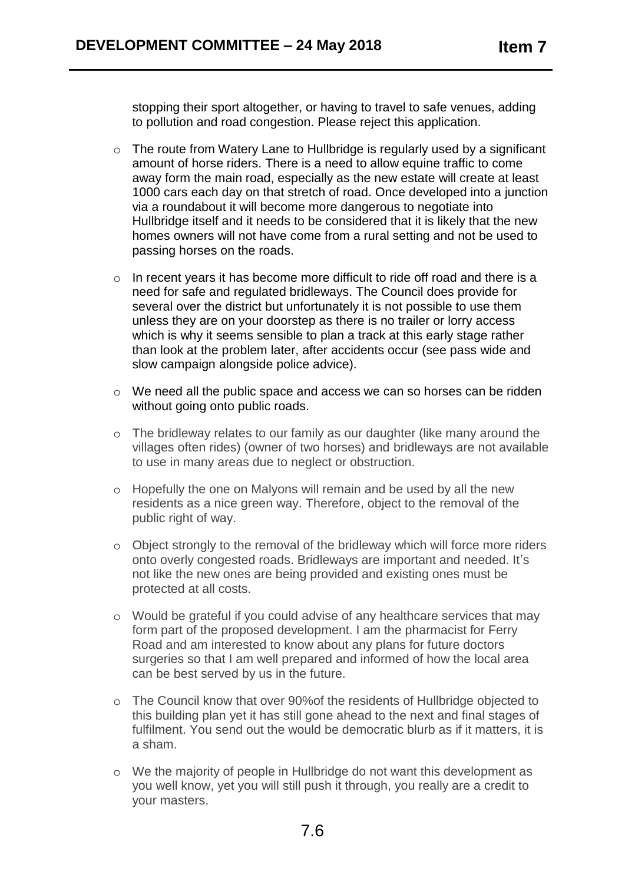stopping their sport altogether, or having to travel to safe venues, adding to pollution and road congestion. Please reject this application.

- The route from Watery Lane to Hullbridge is regularly used by a significant amount of horse riders. There is a need to allow equine traffic to come away form the main road, especially as the new estate will create at least 1000 cars each day on that stretch of road. Once developed into a junction via a roundabout it will become more dangerous to negotiate into Hullbridge itself and it needs to be considered that it is likely that the new homes owners will not have come from a rural setting and not be used to passing horses on the roads.

- In recent years it has become more difficult to ride off road and there is a need for safe and regulated bridleways. The Council does provide for several over the district but unfortunately it is not possible to use them unless they are on your doorstep as there is no trailer or lorry access which is why it seems sensible to plan a track at this early stage rather than look at the problem later, after accidents occur (see pass wide and slow campaign alongside police advice).

- We need all the public space and access we can so horses can be ridden without going onto public roads.

- The bridleway relates to our family as our daughter (like many around the villages often rides) (owner of two horses) and bridleways are not available to use in many areas due to neglect or obstruction.

- Hopefully the one on Malyons will remain and be used by all the new residents as a nice green way. Therefore, object to the removal of the public right of way.

- Object strongly to the removal of the bridleway which will force more riders onto overly congested roads. Bridleways are important and needed. It's not like the new ones are being provided and existing ones must be protected at all costs.

- Would be grateful if you could advise of any healthcare services that may form part of the proposed development. I am the pharmacist for Ferry Road and am interested to know about any plans for future doctors surgeries so that I am well prepared and informed of how the local area can be best served by us in the future.

- The Council know that over 90%of the residents of Hullbridge objected to this building plan yet it has still gone ahead to the next and final stages of fulfilment. You send out the would be democratic blurb as if it matters, it is a sham.

- We the majority of people in Hullbridge do not want this development as you well know, yet you will still push it through, you really are a credit to your masters.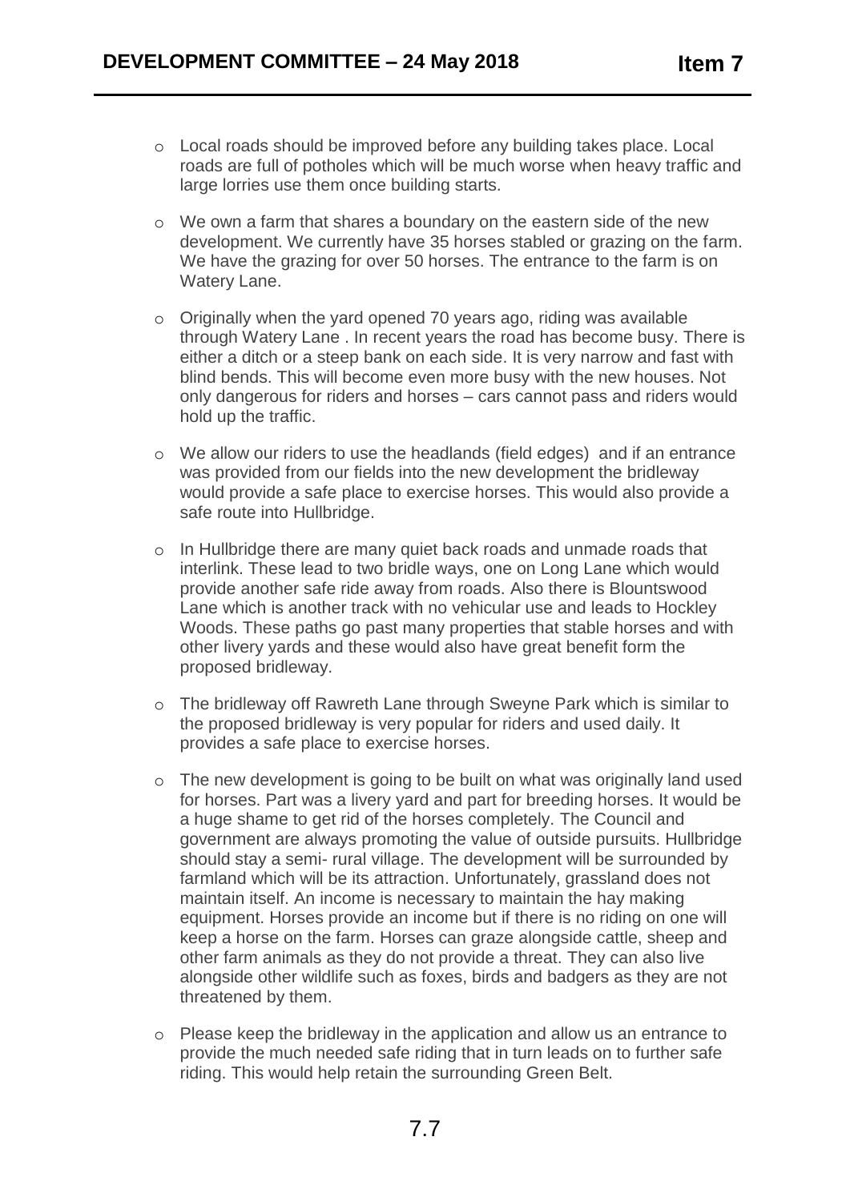- Local roads should be improved before any building takes place. Local roads are full of potholes which will be much worse when heavy traffic and large lorries use them once building starts.

- We own a farm that shares a boundary on the eastern side of the new development. We currently have 35 horses stabled or grazing on the farm. We have the grazing for over 50 horses. The entrance to the farm is on Watery Lane.

- Originally when the yard opened 70 years ago, riding was available through Watery Lane . In recent years the road has become busy. There is either a ditch or a steep bank on each side. It is very narrow and fast with blind bends. This will become even more busy with the new houses. Not only dangerous for riders and horses – cars cannot pass and riders would hold up the traffic.

- We allow our riders to use the headlands (field edges) and if an entrance was provided from our fields into the new development the bridleway would provide a safe place to exercise horses. This would also provide a safe route into Hullbridge.

- In Hullbridge there are many quiet back roads and unmade roads that interlink. These lead to two bridle ways, one on Long Lane which would provide another safe ride away from roads. Also there is Blountswood Lane which is another track with no vehicular use and leads to Hockley Woods. These paths go past many properties that stable horses and with other livery yards and these would also have great benefit form the proposed bridleway.

- The bridleway off Rawreth Lane through Sweyne Park which is similar to the proposed bridleway is very popular for riders and used daily. It provides a safe place to exercise horses.

- The new development is going to be built on what was originally land used for horses. Part was a livery yard and part for breeding horses. It would be a huge shame to get rid of the horses completely. The Council and government are always promoting the value of outside pursuits. Hullbridge should stay a semi- rural village. The development will be surrounded by farmland which will be its attraction. Unfortunately, grassland does not maintain itself. An income is necessary to maintain the hay making equipment. Horses provide an income but if there is no riding on one will keep a horse on the farm. Horses can graze alongside cattle, sheep and other farm animals as they do not provide a threat. They can also live alongside other wildlife such as foxes, birds and badgers as they are not threatened by them.

- Please keep the bridleway in the application and allow us an entrance to provide the much needed safe riding that in turn leads on to further safe riding. This would help retain the surrounding Green Belt.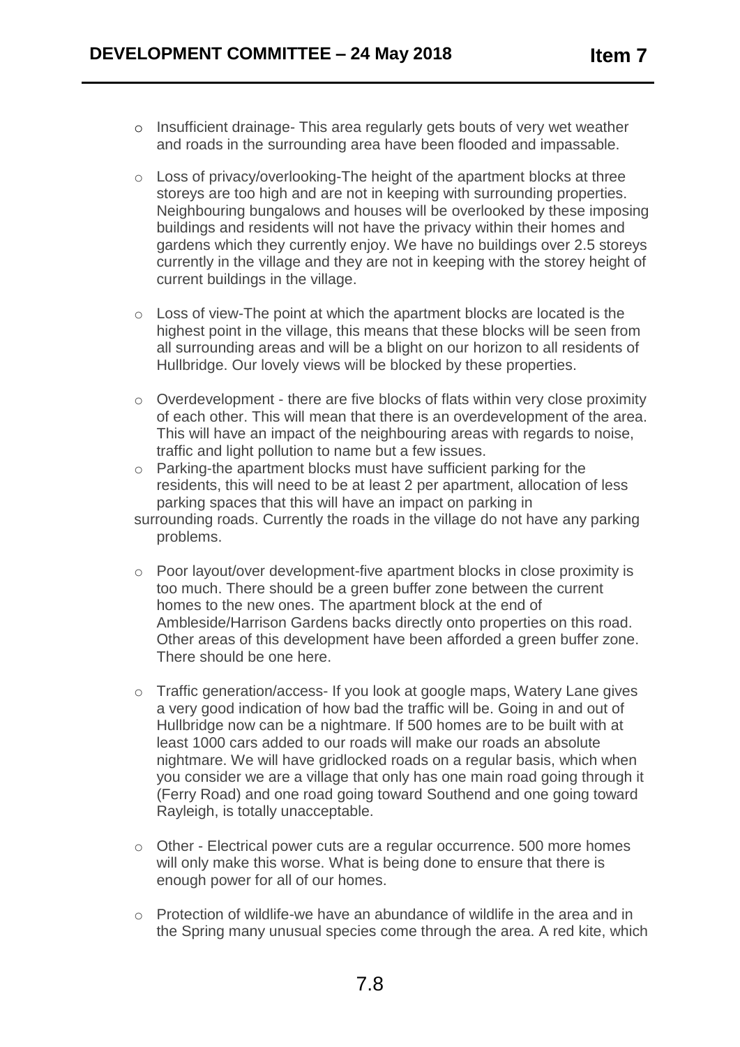- Insufficient drainage- This area regularly gets bouts of very wet weather and roads in the surrounding area have been flooded and impassable.

- Loss of privacy/overlooking-The height of the apartment blocks at three storeys are too high and are not in keeping with surrounding properties. Neighbouring bungalows and houses will be overlooked by these imposing buildings and residents will not have the privacy within their homes and gardens which they currently enjoy. We have no buildings over 2.5 storeys currently in the village and they are not in keeping with the storey height of current buildings in the village.

- Loss of view-The point at which the apartment blocks are located is the highest point in the village, this means that these blocks will be seen from all surrounding areas and will be a blight on our horizon to all residents of Hullbridge. Our lovely views will be blocked by these properties.

- Overdevelopment - there are five blocks of flats within very close proximity of each other. This will mean that there is an overdevelopment of the area. This will have an impact of the neighbouring areas with regards to noise, traffic and light pollution to name but a few issues.
- Parking-the apartment blocks must have sufficient parking for the residents, this will need to be at least 2 per apartment, allocation of less parking spaces that this will have an impact on parking in surrounding roads. Currently the roads in the village do not have any parking problems.

- Poor layout/over development-five apartment blocks in close proximity is too much. There should be a green buffer zone between the current homes to the new ones. The apartment block at the end of Ambleside/Harrison Gardens backs directly onto properties on this road. Other areas of this development have been afforded a green buffer zone. There should be one here.

- Traffic generation/access- If you look at google maps, Watery Lane gives a very good indication of how bad the traffic will be. Going in and out of Hullbridge now can be a nightmare. If 500 homes are to be built with at least 1000 cars added to our roads will make our roads an absolute nightmare. We will have gridlocked roads on a regular basis, which when you consider we are a village that only has one main road going through it (Ferry Road) and one road going toward Southend and one going toward Rayleigh, is totally unacceptable.

- Other - Electrical power cuts are a regular occurrence. 500 more homes will only make this worse. What is being done to ensure that there is enough power for all of our homes.

- Protection of wildlife-we have an abundance of wildlife in the area and in the Spring many unusual species come through the area. A red kite, which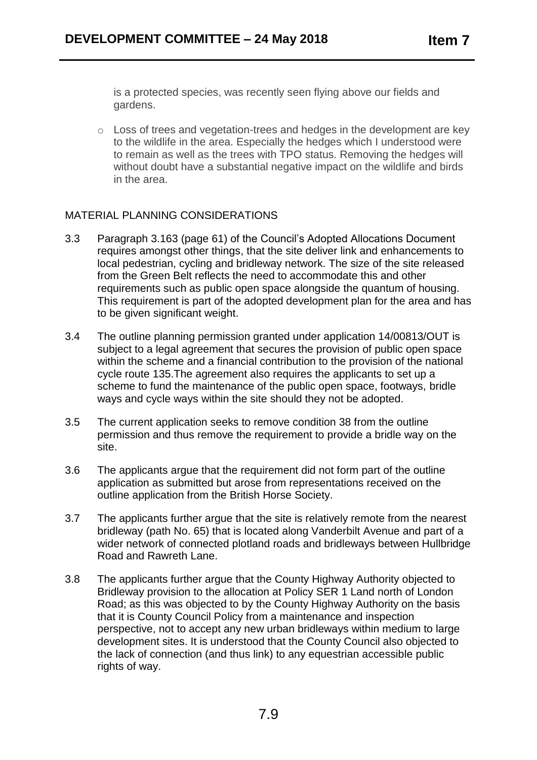is a protected species, was recently seen flying above our fields and gardens.

- Loss of trees and vegetation-trees and hedges in the development are key to the wildlife in the area. Especially the hedges which I understood were to remain as well as the trees with TPO status. Removing the hedges will without doubt have a substantial negative impact on the wildlife and birds in the area.

## MATERIAL PLANNING CONSIDERATIONS

3.3 Paragraph 3.163 (page 61) of the Council's Adopted Allocations Document requires amongst other things, that the site deliver link and enhancements to local pedestrian, cycling and bridleway network. The size of the site released from the Green Belt reflects the need to accommodate this and other requirements such as public open space alongside the quantum of housing. This requirement is part of the adopted development plan for the area and has to be given significant weight.

3.4 The outline planning permission granted under application 14/00813/OUT is subject to a legal agreement that secures the provision of public open space within the scheme and a financial contribution to the provision of the national cycle route 135.The agreement also requires the applicants to set up a scheme to fund the maintenance of the public open space, footways, bridle ways and cycle ways within the site should they not be adopted.

3.5 The current application seeks to remove condition 38 from the outline permission and thus remove the requirement to provide a bridle way on the site.

3.6 The applicants argue that the requirement did not form part of the outline application as submitted but arose from representations received on the outline application from the British Horse Society.

3.7 The applicants further argue that the site is relatively remote from the nearest bridleway (path No. 65) that is located along Vanderbilt Avenue and part of a wider network of connected plotland roads and bridleways between Hullbridge Road and Rawreth Lane.

3.8 The applicants further argue that the County Highway Authority objected to Bridleway provision to the allocation at Policy SER 1 Land north of London Road; as this was objected to by the County Highway Authority on the basis that it is County Council Policy from a maintenance and inspection perspective, not to accept any new urban bridleways within medium to large development sites. It is understood that the County Council also objected to the lack of connection (and thus link) to any equestrian accessible public rights of way.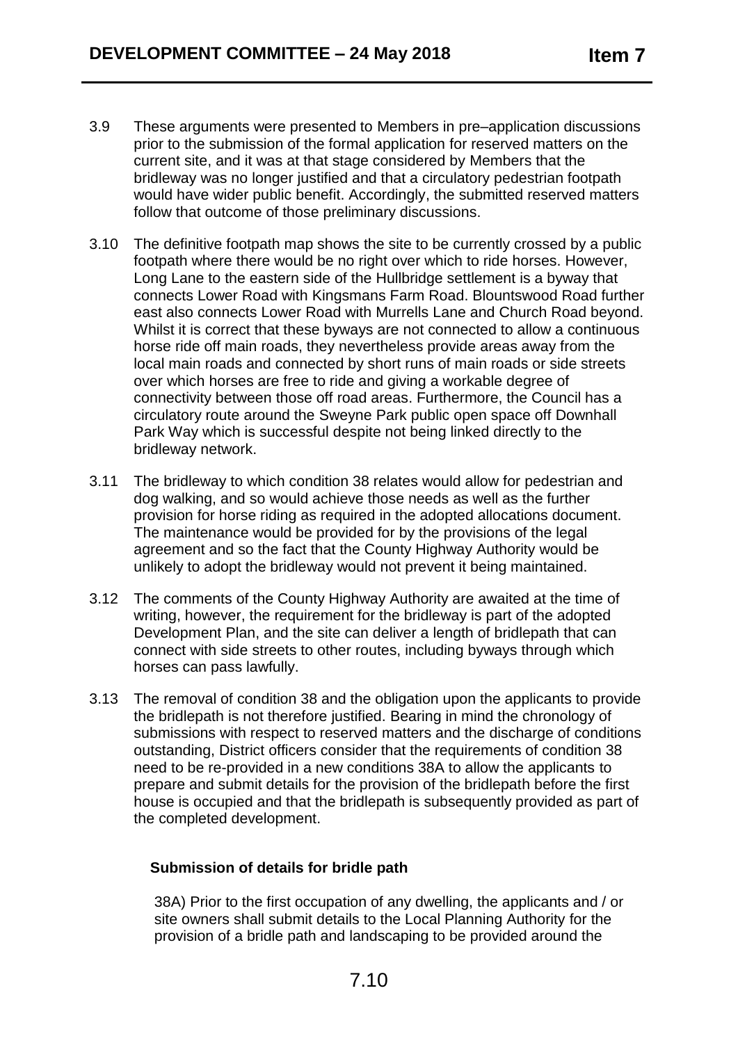3.9 These arguments were presented to Members in pre–application discussions prior to the submission of the formal application for reserved matters on the current site, and it was at that stage considered by Members that the bridleway was no longer justified and that a circulatory pedestrian footpath would have wider public benefit. Accordingly, the submitted reserved matters follow that outcome of those preliminary discussions.

3.10 The definitive footpath map shows the site to be currently crossed by a public footpath where there would be no right over which to ride horses. However, Long Lane to the eastern side of the Hullbridge settlement is a byway that connects Lower Road with Kingsmans Farm Road. Blountswood Road further east also connects Lower Road with Murrells Lane and Church Road beyond. Whilst it is correct that these byways are not connected to allow a continuous horse ride off main roads, they nevertheless provide areas away from the local main roads and connected by short runs of main roads or side streets over which horses are free to ride and giving a workable degree of connectivity between those off road areas. Furthermore, the Council has a circulatory route around the Sweyne Park public open space off Downhall Park Way which is successful despite not being linked directly to the bridleway network.

3.11 The bridleway to which condition 38 relates would allow for pedestrian and dog walking, and so would achieve those needs as well as the further provision for horse riding as required in the adopted allocations document. The maintenance would be provided for by the provisions of the legal agreement and so the fact that the County Highway Authority would be unlikely to adopt the bridleway would not prevent it being maintained.

3.12 The comments of the County Highway Authority are awaited at the time of writing, however, the requirement for the bridleway is part of the adopted Development Plan, and the site can deliver a length of bridlepath that can connect with side streets to other routes, including byways through which horses can pass lawfully.

3.13 The removal of condition 38 and the obligation upon the applicants to provide the bridlepath is not therefore justified. Bearing in mind the chronology of submissions with respect to reserved matters and the discharge of conditions outstanding, District officers consider that the requirements of condition 38 need to be re-provided in a new conditions 38A to allow the applicants to prepare and submit details for the provision of the bridlepath before the first house is occupied and that the bridlepath is subsequently provided as part of the completed development.

**Submission of details for bridle path**

38A) Prior to the first occupation of any dwelling, the applicants and / or site owners shall submit details to the Local Planning Authority for the provision of a bridle path and landscaping to be provided around the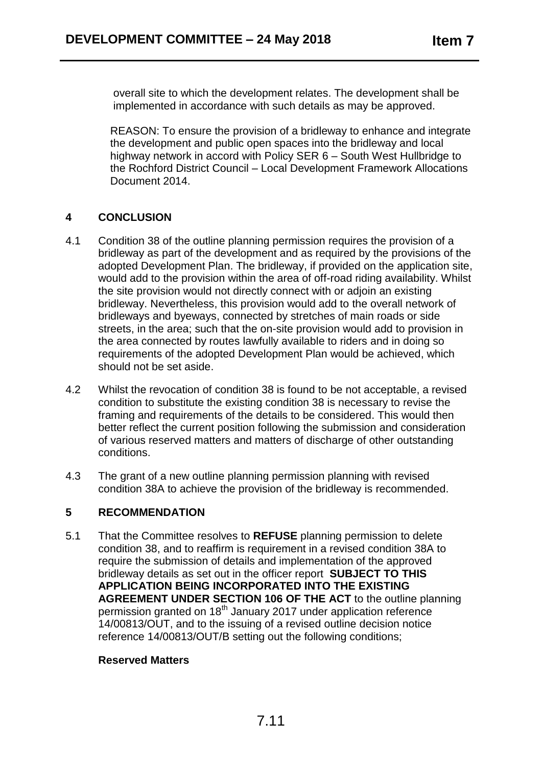overall site to which the development relates. The development shall be implemented in accordance with such details as may be approved.

REASON: To ensure the provision of a bridleway to enhance and integrate the development and public open spaces into the bridleway and local highway network in accord with Policy SER 6 – South West Hullbridge to the Rochford District Council – Local Development Framework Allocations Document 2014.

## 4 CONCLUSION

4.1 Condition 38 of the outline planning permission requires the provision of a bridleway as part of the development and as required by the provisions of the adopted Development Plan. The bridleway, if provided on the application site, would add to the provision within the area of off-road riding availability. Whilst the site provision would not directly connect with or adjoin an existing bridleway. Nevertheless, this provision would add to the overall network of bridleways and byeways, connected by stretches of main roads or side streets, in the area; such that the on-site provision would add to provision in the area connected by routes lawfully available to riders and in doing so requirements of the adopted Development Plan would be achieved, which should not be set aside.

4.2 Whilst the revocation of condition 38 is found to be not acceptable, a revised condition to substitute the existing condition 38 is necessary to revise the framing and requirements of the details to be considered. This would then better reflect the current position following the submission and consideration of various reserved matters and matters of discharge of other outstanding conditions.

4.3 The grant of a new outline planning permission planning with revised condition 38A to achieve the provision of the bridleway is recommended.

## 5 RECOMMENDATION

5.1 That the Committee resolves to **REFUSE** planning permission to delete condition 38, and to reaffirm is requirement in a revised condition 38A to require the submission of details and implementation of the approved bridleway details as set out in the officer report **SUBJECT TO THIS APPLICATION BEING INCORPORATED INTO THE EXISTING AGREEMENT UNDER SECTION 106 OF THE ACT** to the outline planning permission granted on 18th January 2017 under application reference 14/00813/OUT, and to the issuing of a revised outline decision notice reference 14/00813/OUT/B setting out the following conditions;

**Reserved Matters**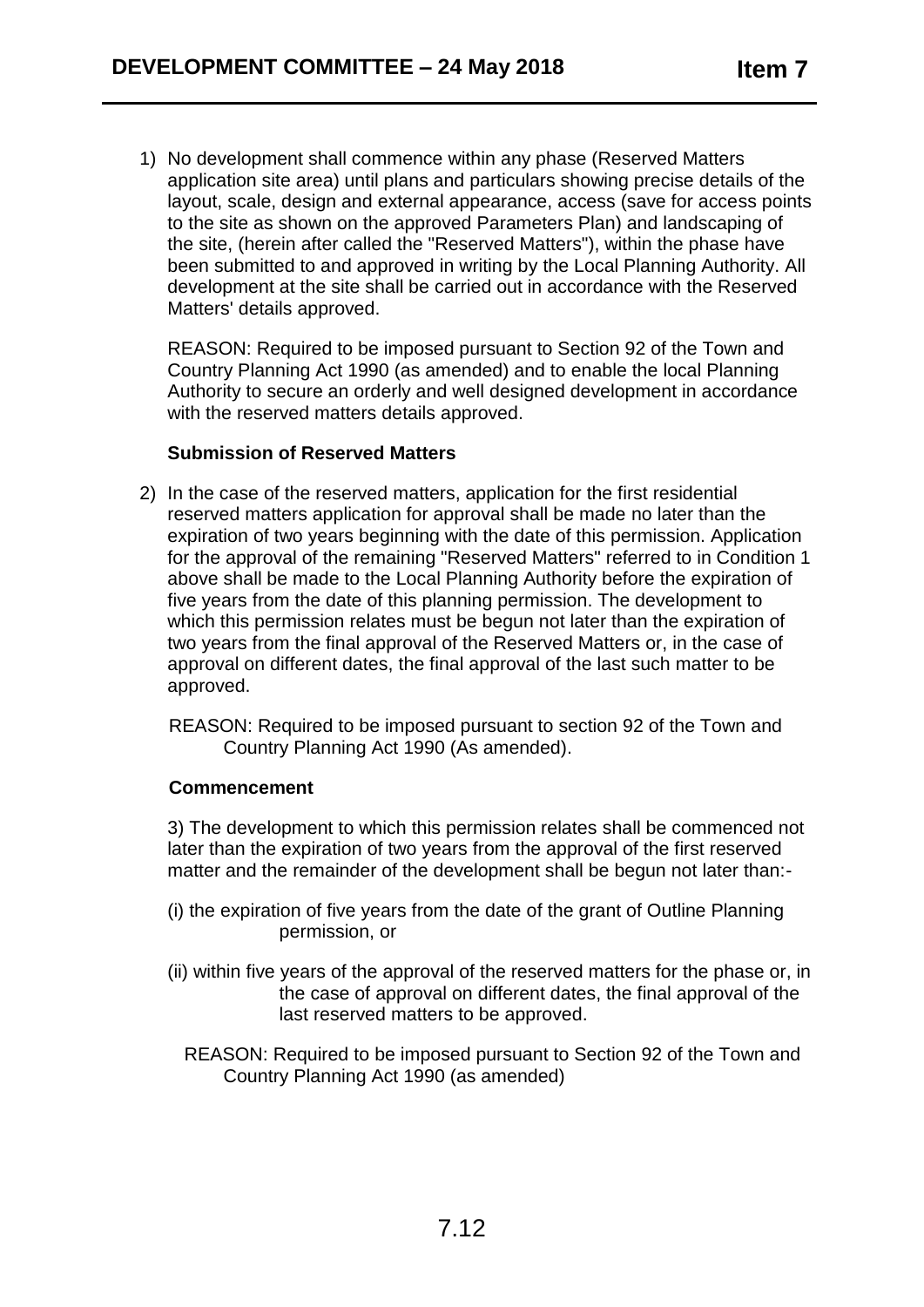1) No development shall commence within any phase (Reserved Matters application site area) until plans and particulars showing precise details of the layout, scale, design and external appearance, access (save for access points to the site as shown on the approved Parameters Plan) and landscaping of the site, (herein after called the "Reserved Matters"), within the phase have been submitted to and approved in writing by the Local Planning Authority. All development at the site shall be carried out in accordance with the Reserved Matters' details approved.

   REASON: Required to be imposed pursuant to Section 92 of the Town and Country Planning Act 1990 (as amended) and to enable the local Planning Authority to secure an orderly and well designed development in accordance with the reserved matters details approved.

**Submission of Reserved Matters**

2) In the case of the reserved matters, application for the first residential reserved matters application for approval shall be made no later than the expiration of two years beginning with the date of this permission. Application for the approval of the remaining "Reserved Matters" referred to in Condition 1 above shall be made to the Local Planning Authority before the expiration of five years from the date of this planning permission. The development to which this permission relates must be begun not later than the expiration of two years from the final approval of the Reserved Matters or, in the case of approval on different dates, the final approval of the last such matter to be approved.

   REASON: Required to be imposed pursuant to section 92 of the Town and Country Planning Act 1990 (As amended).

**Commencement**

3) The development to which this permission relates shall be commenced not later than the expiration of two years from the approval of the first reserved matter and the remainder of the development shall be begun not later than:-

   (i) the expiration of five years from the date of the grant of Outline Planning permission, or

   (ii) within five years of the approval of the reserved matters for the phase or, in the case of approval on different dates, the final approval of the last reserved matters to be approved.

   REASON: Required to be imposed pursuant to Section 92 of the Town and Country Planning Act 1990 (as amended)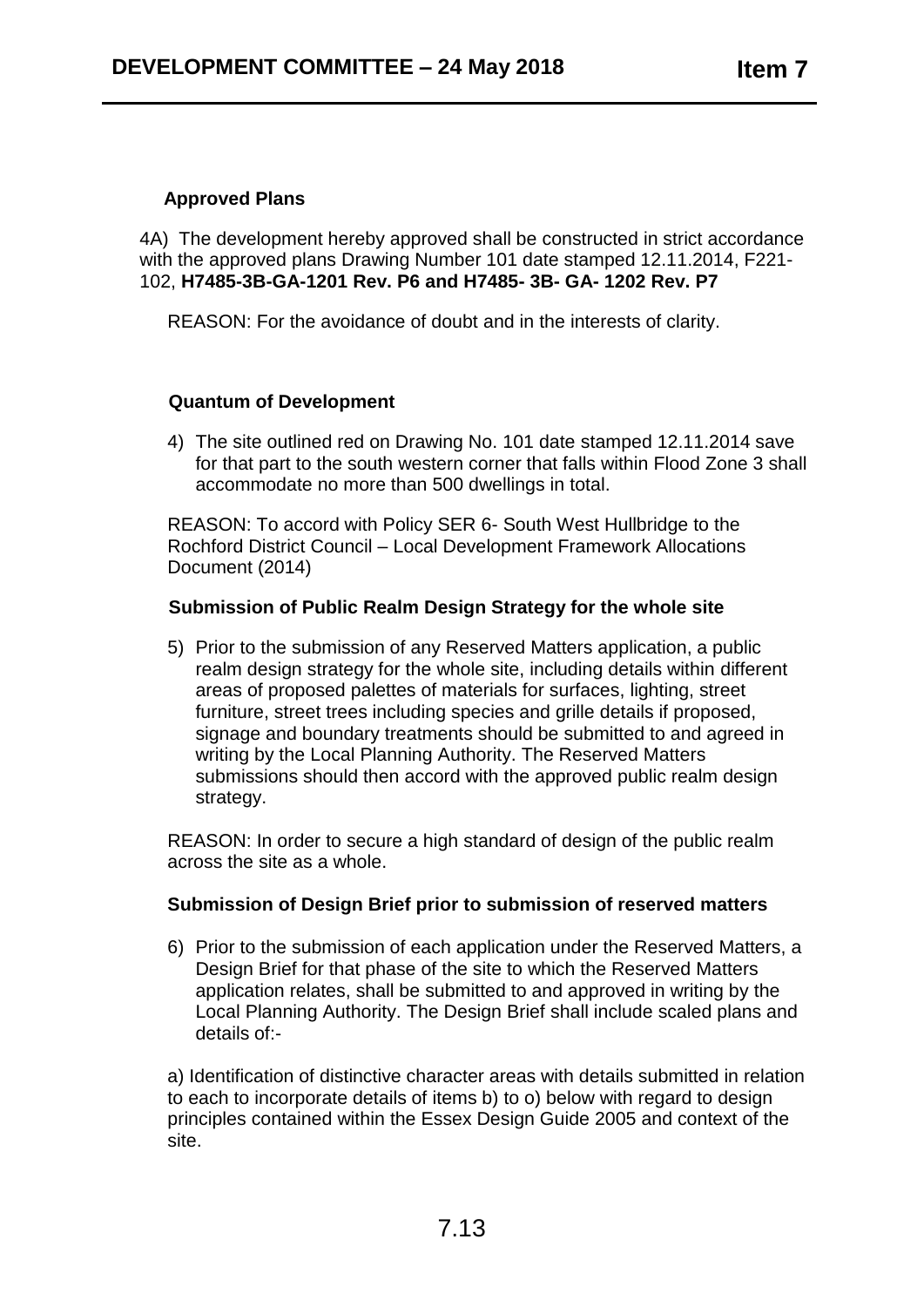**Approved Plans**

4A) The development hereby approved shall be constructed in strict accordance with the approved plans Drawing Number 101 date stamped 12.11.2014, F221-102, **H7485-3B-GA-1201 Rev. P6 and H7485- 3B- GA- 1202 Rev. P7**

REASON: For the avoidance of doubt and in the interests of clarity.

**Quantum of Development**

4) The site outlined red on Drawing No. 101 date stamped 12.11.2014 save for that part to the south western corner that falls within Flood Zone 3 shall accommodate no more than 500 dwellings in total.

REASON: To accord with Policy SER 6- South West Hullbridge to the Rochford District Council – Local Development Framework Allocations Document (2014)

**Submission of Public Realm Design Strategy for the whole site**

5) Prior to the submission of any Reserved Matters application, a public realm design strategy for the whole site, including details within different areas of proposed palettes of materials for surfaces, lighting, street furniture, street trees including species and grille details if proposed, signage and boundary treatments should be submitted to and agreed in writing by the Local Planning Authority. The Reserved Matters submissions should then accord with the approved public realm design strategy.

REASON: In order to secure a high standard of design of the public realm across the site as a whole.

**Submission of Design Brief prior to submission of reserved matters**

6) Prior to the submission of each application under the Reserved Matters, a Design Brief for that phase of the site to which the Reserved Matters application relates, shall be submitted to and approved in writing by the Local Planning Authority. The Design Brief shall include scaled plans and details of:-

a) Identification of distinctive character areas with details submitted in relation to each to incorporate details of items b) to o) below with regard to design principles contained within the Essex Design Guide 2005 and context of the site.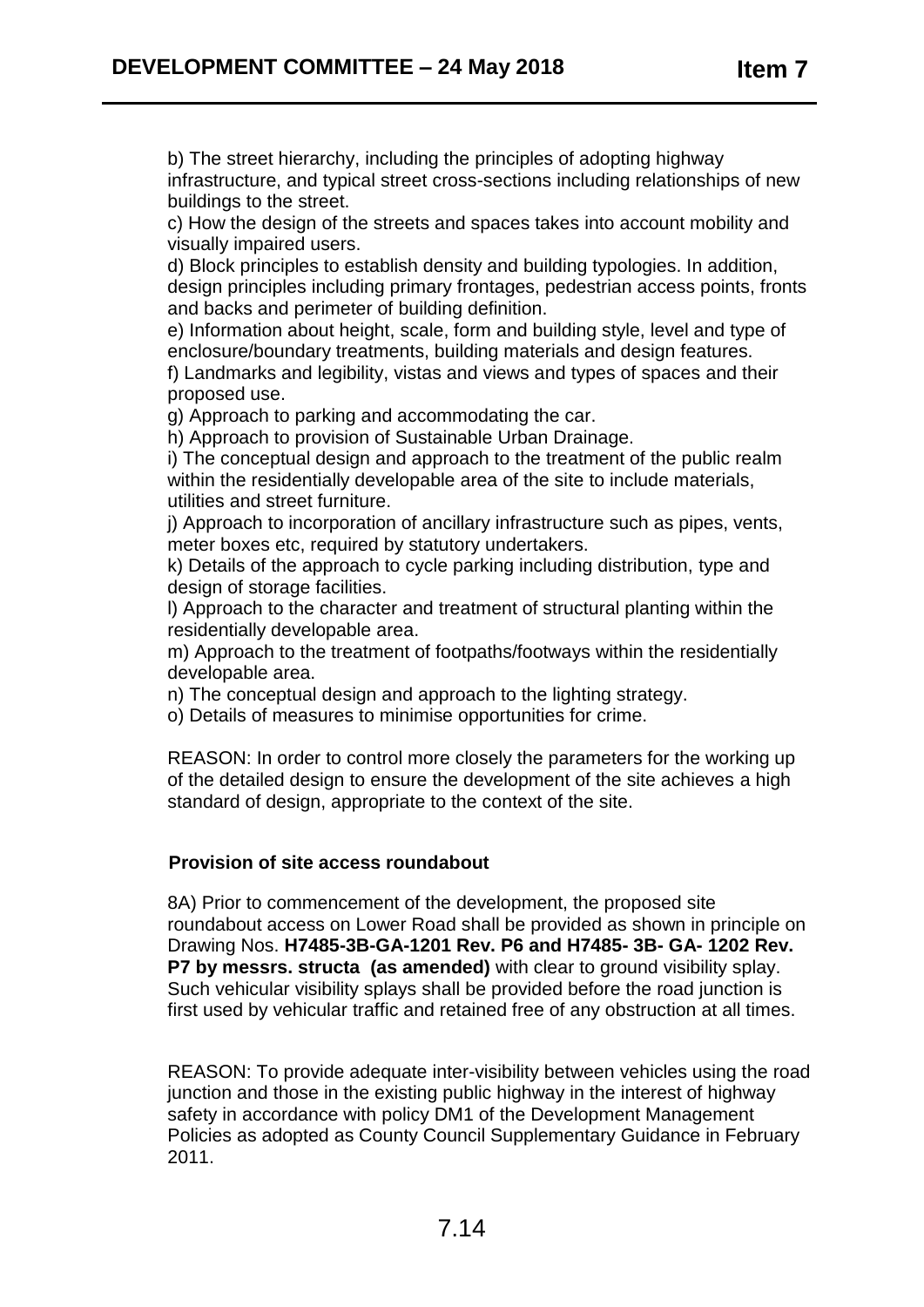b) The street hierarchy, including the principles of adopting highway infrastructure, and typical street cross-sections including relationships of new buildings to the street.
c) How the design of the streets and spaces takes into account mobility and visually impaired users.
d) Block principles to establish density and building typologies. In addition, design principles including primary frontages, pedestrian access points, fronts and backs and perimeter of building definition.
e) Information about height, scale, form and building style, level and type of enclosure/boundary treatments, building materials and design features.
f) Landmarks and legibility, vistas and views and types of spaces and their proposed use.
g) Approach to parking and accommodating the car.
h) Approach to provision of Sustainable Urban Drainage.
i) The conceptual design and approach to the treatment of the public realm within the residentially developable area of the site to include materials, utilities and street furniture.
j) Approach to incorporation of ancillary infrastructure such as pipes, vents, meter boxes etc, required by statutory undertakers.
k) Details of the approach to cycle parking including distribution, type and design of storage facilities.
l) Approach to the character and treatment of structural planting within the residentially developable area.
m) Approach to the treatment of footpaths/footways within the residentially developable area.
n) The conceptual design and approach to the lighting strategy.
o) Details of measures to minimise opportunities for crime.

REASON: In order to control more closely the parameters for the working up of the detailed design to ensure the development of the site achieves a high standard of design, appropriate to the context of the site.

**Provision of site access roundabout**

8A) Prior to commencement of the development, the proposed site roundabout access on Lower Road shall be provided as shown in principle on Drawing Nos. **H7485-3B-GA-1201 Rev. P6 and H7485- 3B- GA- 1202 Rev. P7 by messrs. structa (as amended)** with clear to ground visibility splay. Such vehicular visibility splays shall be provided before the road junction is first used by vehicular traffic and retained free of any obstruction at all times.

REASON: To provide adequate inter-visibility between vehicles using the road junction and those in the existing public highway in the interest of highway safety in accordance with policy DM1 of the Development Management Policies as adopted as County Council Supplementary Guidance in February 2011.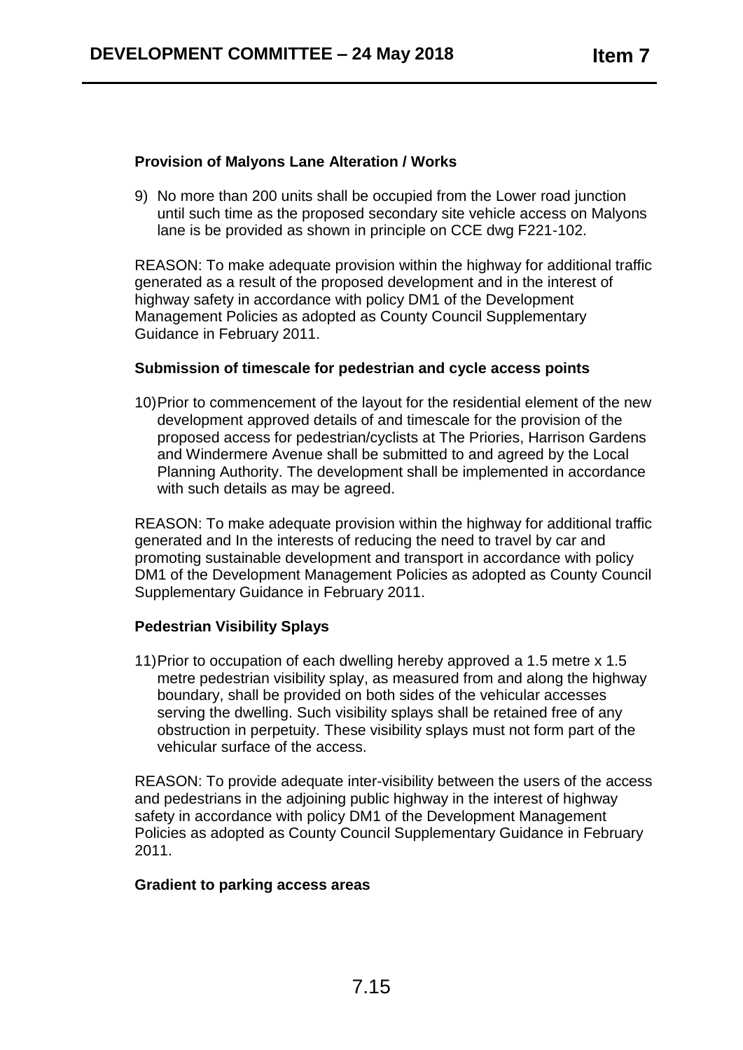**Provision of Malyons Lane Alteration / Works**

9) No more than 200 units shall be occupied from the Lower road junction until such time as the proposed secondary site vehicle access on Malyons lane is be provided as shown in principle on CCE dwg F221-102.

REASON: To make adequate provision within the highway for additional traffic generated as a result of the proposed development and in the interest of highway safety in accordance with policy DM1 of the Development Management Policies as adopted as County Council Supplementary Guidance in February 2011.

**Submission of timescale for pedestrian and cycle access points**

10) Prior to commencement of the layout for the residential element of the new development approved details of and timescale for the provision of the proposed access for pedestrian/cyclists at The Priories, Harrison Gardens and Windermere Avenue shall be submitted to and agreed by the Local Planning Authority. The development shall be implemented in accordance with such details as may be agreed.

REASON: To make adequate provision within the highway for additional traffic generated and In the interests of reducing the need to travel by car and promoting sustainable development and transport in accordance with policy DM1 of the Development Management Policies as adopted as County Council Supplementary Guidance in February 2011.

**Pedestrian Visibility Splays**

11) Prior to occupation of each dwelling hereby approved a 1.5 metre x 1.5 metre pedestrian visibility splay, as measured from and along the highway boundary, shall be provided on both sides of the vehicular accesses serving the dwelling. Such visibility splays shall be retained free of any obstruction in perpetuity. These visibility splays must not form part of the vehicular surface of the access.

REASON: To provide adequate inter-visibility between the users of the access and pedestrians in the adjoining public highway in the interest of highway safety in accordance with policy DM1 of the Development Management Policies as adopted as County Council Supplementary Guidance in February 2011.

**Gradient to parking access areas**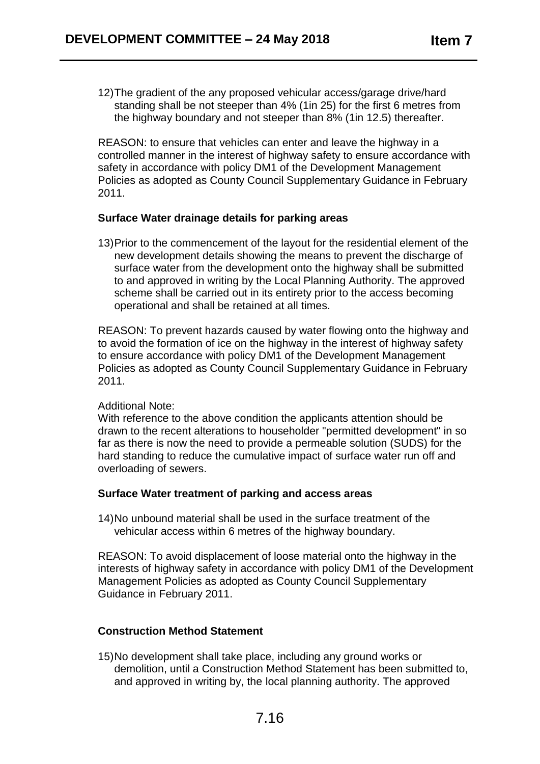12) The gradient of the any proposed vehicular access/garage drive/hard standing shall be not steeper than 4% (1in 25) for the first 6 metres from the highway boundary and not steeper than 8% (1in 12.5) thereafter.

REASON: to ensure that vehicles can enter and leave the highway in a controlled manner in the interest of highway safety to ensure accordance with safety in accordance with policy DM1 of the Development Management Policies as adopted as County Council Supplementary Guidance in February 2011.

**Surface Water drainage details for parking areas**

13) Prior to the commencement of the layout for the residential element of the new development details showing the means to prevent the discharge of surface water from the development onto the highway shall be submitted to and approved in writing by the Local Planning Authority. The approved scheme shall be carried out in its entirety prior to the access becoming operational and shall be retained at all times.

REASON: To prevent hazards caused by water flowing onto the highway and to avoid the formation of ice on the highway in the interest of highway safety to ensure accordance with policy DM1 of the Development Management Policies as adopted as County Council Supplementary Guidance in February 2011.

Additional Note:
With reference to the above condition the applicants attention should be drawn to the recent alterations to householder "permitted development" in so far as there is now the need to provide a permeable solution (SUDS) for the hard standing to reduce the cumulative impact of surface water run off and overloading of sewers.

**Surface Water treatment of parking and access areas**

14) No unbound material shall be used in the surface treatment of the vehicular access within 6 metres of the highway boundary.

REASON: To avoid displacement of loose material onto the highway in the interests of highway safety in accordance with policy DM1 of the Development Management Policies as adopted as County Council Supplementary Guidance in February 2011.

**Construction Method Statement**

15) No development shall take place, including any ground works or demolition, until a Construction Method Statement has been submitted to, and approved in writing by, the local planning authority. The approved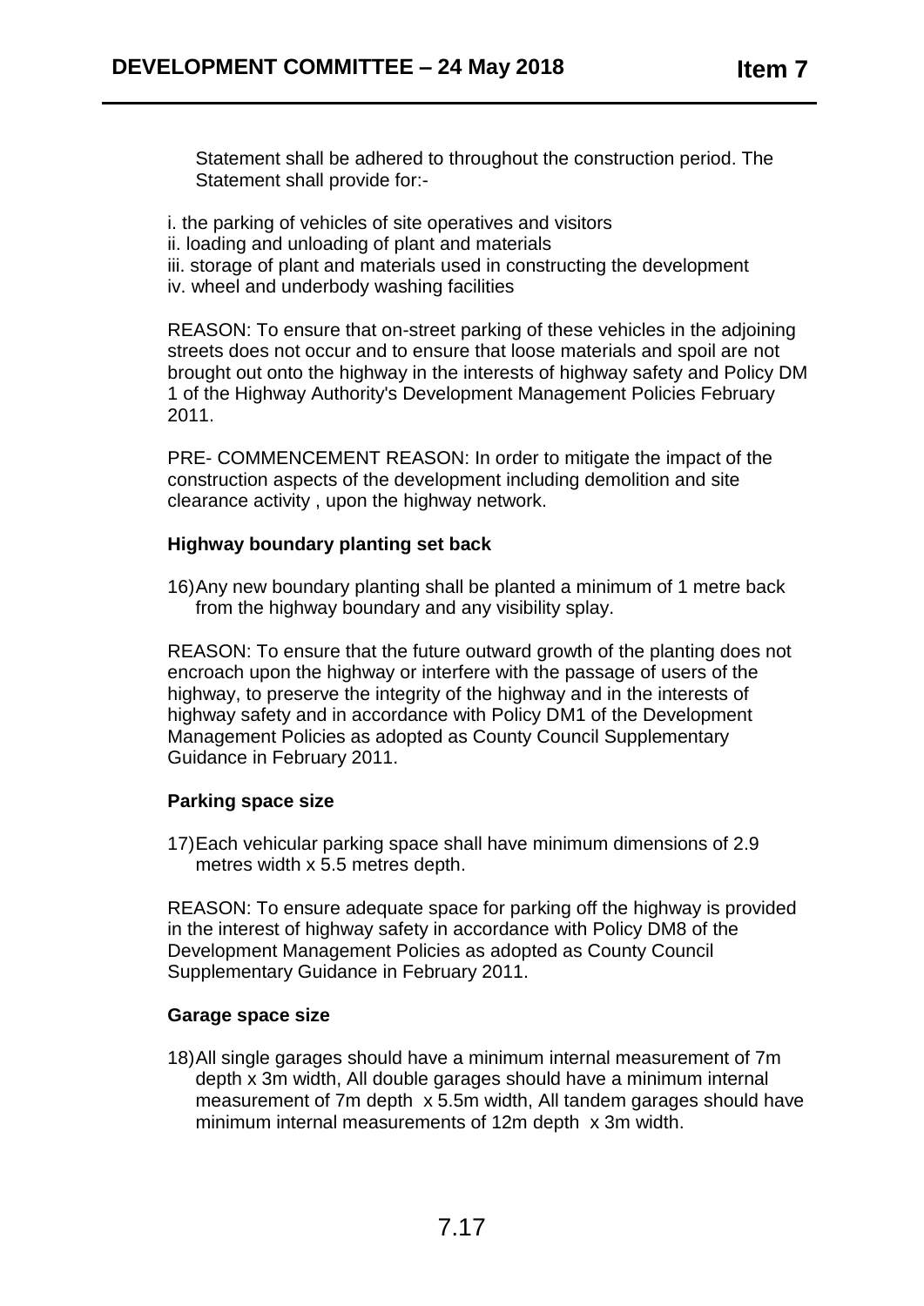Statement shall be adhered to throughout the construction period. The Statement shall provide for:-

i. the parking of vehicles of site operatives and visitors
ii. loading and unloading of plant and materials
iii. storage of plant and materials used in constructing the development
iv. wheel and underbody washing facilities

REASON: To ensure that on-street parking of these vehicles in the adjoining streets does not occur and to ensure that loose materials and spoil are not brought out onto the highway in the interests of highway safety and Policy DM 1 of the Highway Authority's Development Management Policies February 2011.

PRE- COMMENCEMENT REASON: In order to mitigate the impact of the construction aspects of the development including demolition and site clearance activity , upon the highway network.

**Highway boundary planting set back**

16) Any new boundary planting shall be planted a minimum of 1 metre back from the highway boundary and any visibility splay.

REASON: To ensure that the future outward growth of the planting does not encroach upon the highway or interfere with the passage of users of the highway, to preserve the integrity of the highway and in the interests of highway safety and in accordance with Policy DM1 of the Development Management Policies as adopted as County Council Supplementary Guidance in February 2011.

**Parking space size**

17) Each vehicular parking space shall have minimum dimensions of 2.9 metres width x 5.5 metres depth.

REASON: To ensure adequate space for parking off the highway is provided in the interest of highway safety in accordance with Policy DM8 of the Development Management Policies as adopted as County Council Supplementary Guidance in February 2011.

**Garage space size**

18) All single garages should have a minimum internal measurement of 7m depth x 3m width, All double garages should have a minimum internal measurement of 7m depth x 5.5m width, All tandem garages should have minimum internal measurements of 12m depth x 3m width.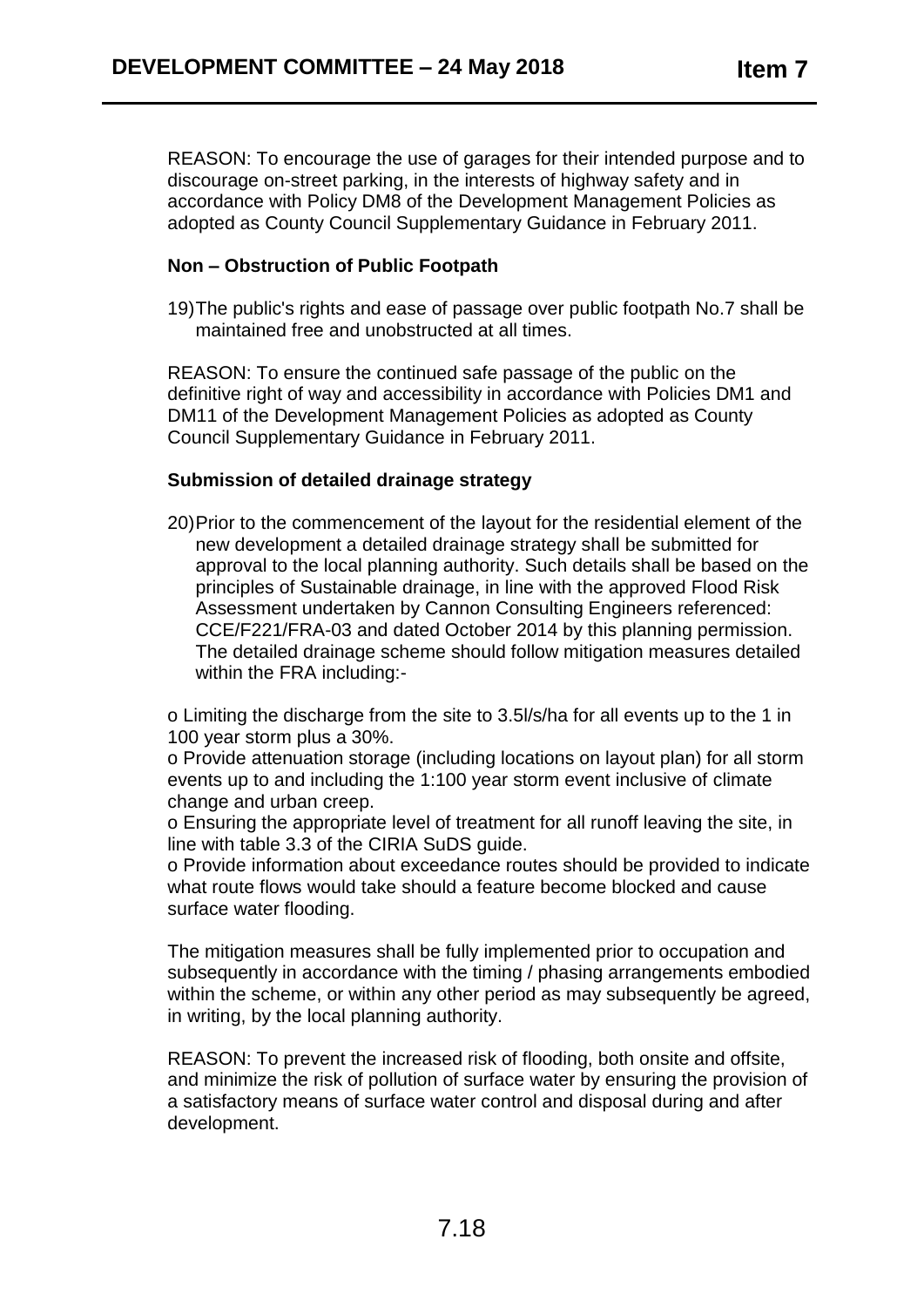REASON: To encourage the use of garages for their intended purpose and to discourage on-street parking, in the interests of highway safety and in accordance with Policy DM8 of the Development Management Policies as adopted as County Council Supplementary Guidance in February 2011.

**Non – Obstruction of Public Footpath**

19) The public's rights and ease of passage over public footpath No.7 shall be maintained free and unobstructed at all times.

REASON: To ensure the continued safe passage of the public on the definitive right of way and accessibility in accordance with Policies DM1 and DM11 of the Development Management Policies as adopted as County Council Supplementary Guidance in February 2011.

**Submission of detailed drainage strategy**

20) Prior to the commencement of the layout for the residential element of the new development a detailed drainage strategy shall be submitted for approval to the local planning authority. Such details shall be based on the principles of Sustainable drainage, in line with the approved Flood Risk Assessment undertaken by Cannon Consulting Engineers referenced: CCE/F221/FRA-03 and dated October 2014 by this planning permission. The detailed drainage scheme should follow mitigation measures detailed within the FRA including:-

o Limiting the discharge from the site to 3.5l/s/ha for all events up to the 1 in 100 year storm plus a 30%.
o Provide attenuation storage (including locations on layout plan) for all storm events up to and including the 1:100 year storm event inclusive of climate change and urban creep.
o Ensuring the appropriate level of treatment for all runoff leaving the site, in line with table 3.3 of the CIRIA SuDS guide.
o Provide information about exceedance routes should be provided to indicate what route flows would take should a feature become blocked and cause surface water flooding.

The mitigation measures shall be fully implemented prior to occupation and subsequently in accordance with the timing / phasing arrangements embodied within the scheme, or within any other period as may subsequently be agreed, in writing, by the local planning authority.

REASON: To prevent the increased risk of flooding, both onsite and offsite, and minimize the risk of pollution of surface water by ensuring the provision of a satisfactory means of surface water control and disposal during and after development.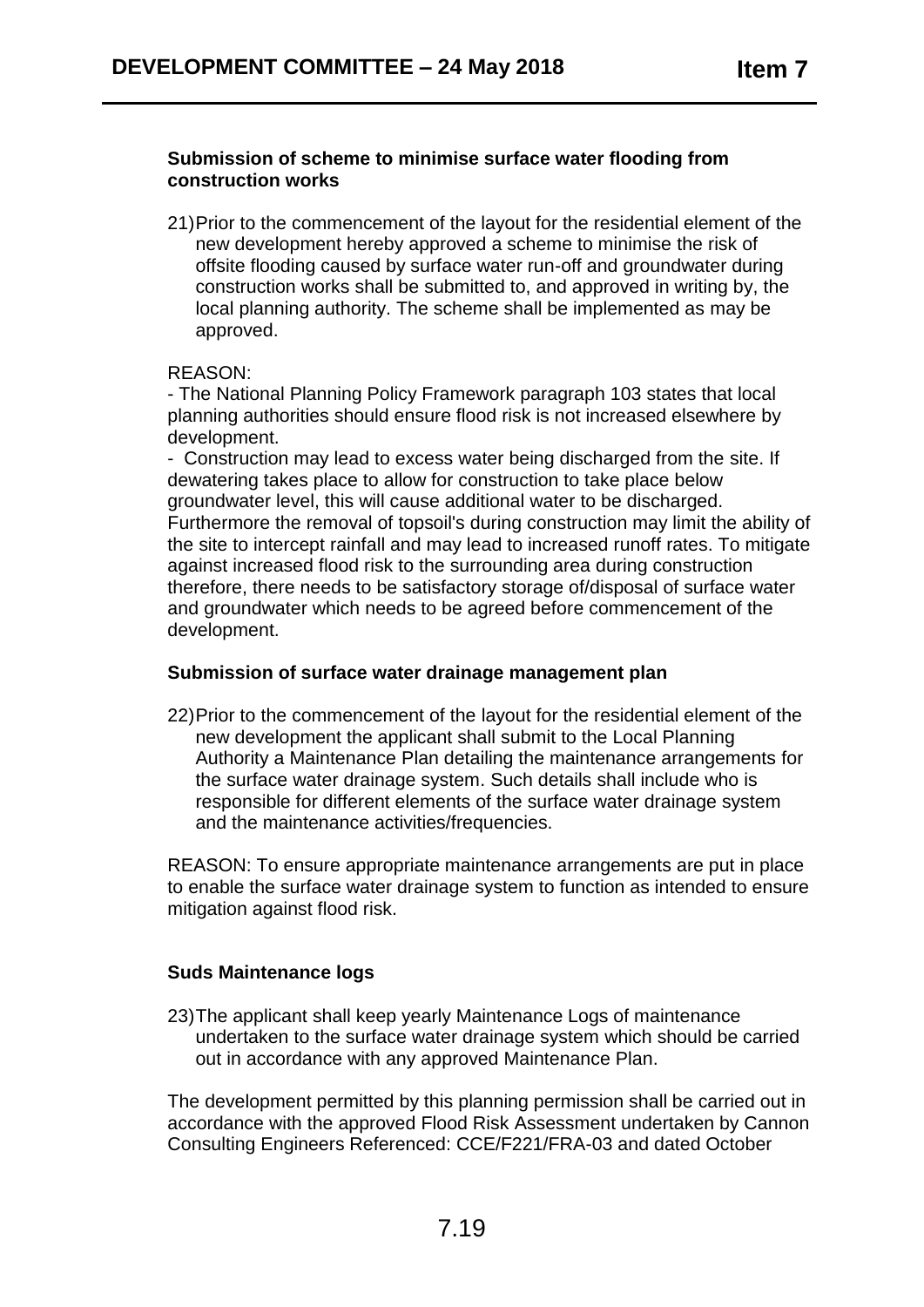**Submission of scheme to minimise surface water flooding from construction works**

21) Prior to the commencement of the layout for the residential element of the new development hereby approved a scheme to minimise the risk of offsite flooding caused by surface water run-off and groundwater during construction works shall be submitted to, and approved in writing by, the local planning authority. The scheme shall be implemented as may be approved.

REASON:
- The National Planning Policy Framework paragraph 103 states that local planning authorities should ensure flood risk is not increased elsewhere by development.
- Construction may lead to excess water being discharged from the site. If dewatering takes place to allow for construction to take place below groundwater level, this will cause additional water to be discharged. Furthermore the removal of topsoil's during construction may limit the ability of the site to intercept rainfall and may lead to increased runoff rates. To mitigate against increased flood risk to the surrounding area during construction therefore, there needs to be satisfactory storage of/disposal of surface water and groundwater which needs to be agreed before commencement of the development.

**Submission of surface water drainage management plan**

22) Prior to the commencement of the layout for the residential element of the new development the applicant shall submit to the Local Planning Authority a Maintenance Plan detailing the maintenance arrangements for the surface water drainage system. Such details shall include who is responsible for different elements of the surface water drainage system and the maintenance activities/frequencies.

REASON: To ensure appropriate maintenance arrangements are put in place to enable the surface water drainage system to function as intended to ensure mitigation against flood risk.

**Suds Maintenance logs**

23) The applicant shall keep yearly Maintenance Logs of maintenance undertaken to the surface water drainage system which should be carried out in accordance with any approved Maintenance Plan.

The development permitted by this planning permission shall be carried out in accordance with the approved Flood Risk Assessment undertaken by Cannon Consulting Engineers Referenced: CCE/F221/FRA-03 and dated October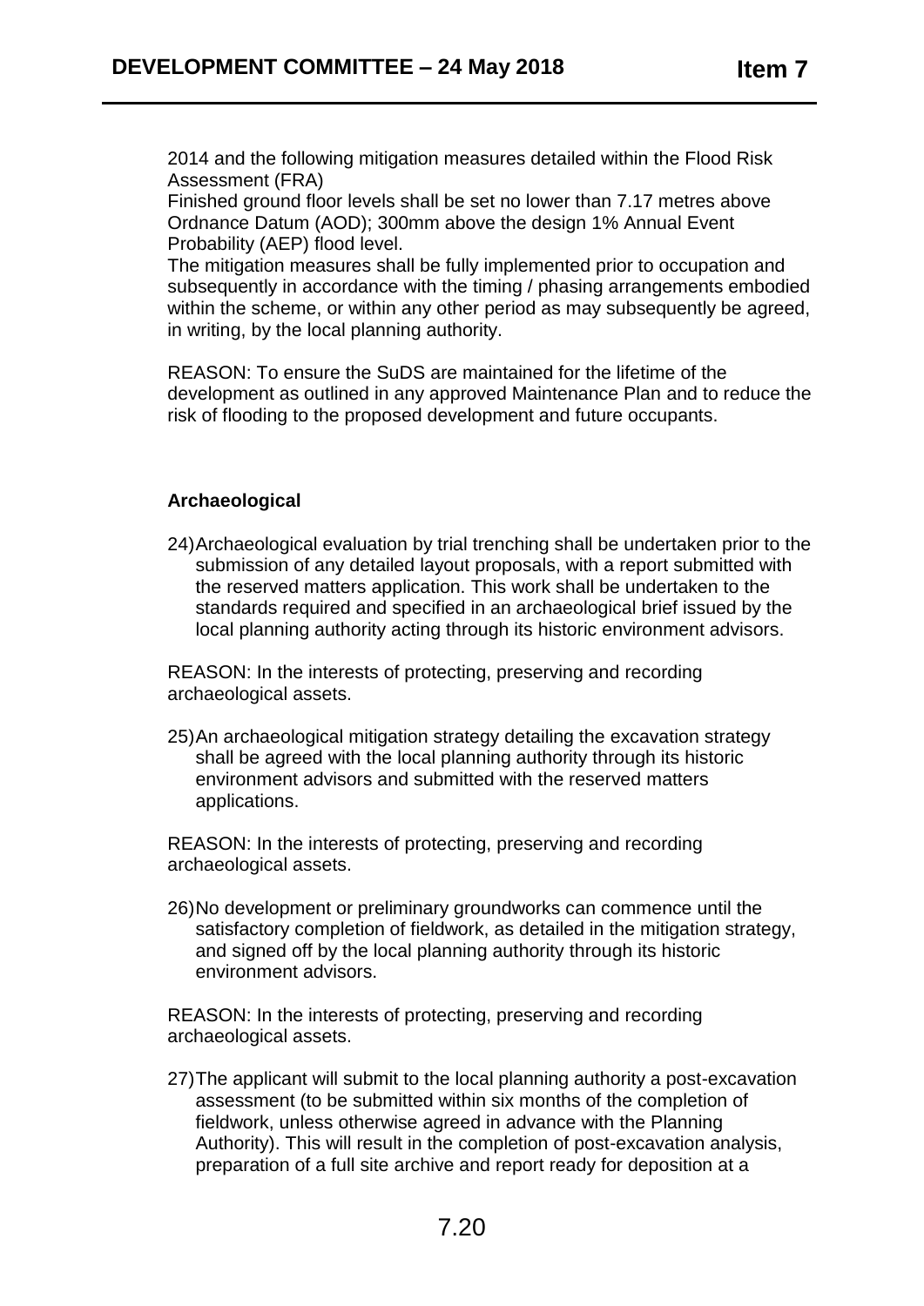2014 and the following mitigation measures detailed within the Flood Risk Assessment (FRA)

Finished ground floor levels shall be set no lower than 7.17 metres above Ordnance Datum (AOD); 300mm above the design 1% Annual Event Probability (AEP) flood level.

The mitigation measures shall be fully implemented prior to occupation and subsequently in accordance with the timing / phasing arrangements embodied within the scheme, or within any other period as may subsequently be agreed, in writing, by the local planning authority.

REASON: To ensure the SuDS are maintained for the lifetime of the development as outlined in any approved Maintenance Plan and to reduce the risk of flooding to the proposed development and future occupants.

**Archaeological**

24) Archaeological evaluation by trial trenching shall be undertaken prior to the submission of any detailed layout proposals, with a report submitted with the reserved matters application. This work shall be undertaken to the standards required and specified in an archaeological brief issued by the local planning authority acting through its historic environment advisors.

REASON: In the interests of protecting, preserving and recording archaeological assets.

25) An archaeological mitigation strategy detailing the excavation strategy shall be agreed with the local planning authority through its historic environment advisors and submitted with the reserved matters applications.

REASON: In the interests of protecting, preserving and recording archaeological assets.

26) No development or preliminary groundworks can commence until the satisfactory completion of fieldwork, as detailed in the mitigation strategy, and signed off by the local planning authority through its historic environment advisors.

REASON: In the interests of protecting, preserving and recording archaeological assets.

27) The applicant will submit to the local planning authority a post-excavation assessment (to be submitted within six months of the completion of fieldwork, unless otherwise agreed in advance with the Planning Authority). This will result in the completion of post-excavation analysis, preparation of a full site archive and report ready for deposition at a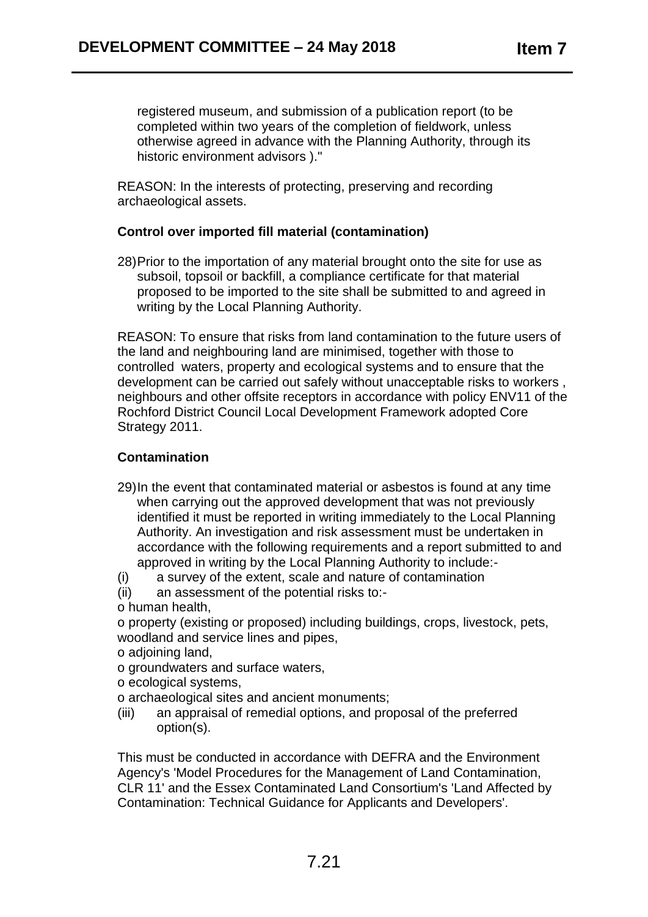registered museum, and submission of a publication report (to be completed within two years of the completion of fieldwork, unless otherwise agreed in advance with the Planning Authority, through its historic environment advisors )."

REASON: In the interests of protecting, preserving and recording archaeological assets.

**Control over imported fill material (contamination)**

28) Prior to the importation of any material brought onto the site for use as subsoil, topsoil or backfill, a compliance certificate for that material proposed to be imported to the site shall be submitted to and agreed in writing by the Local Planning Authority.

REASON: To ensure that risks from land contamination to the future users of the land and neighbouring land are minimised, together with those to controlled waters, property and ecological systems and to ensure that the development can be carried out safely without unacceptable risks to workers , neighbours and other offsite receptors in accordance with policy ENV11 of the Rochford District Council Local Development Framework adopted Core Strategy 2011.

**Contamination**

29) In the event that contaminated material or asbestos is found at any time when carrying out the approved development that was not previously identified it must be reported in writing immediately to the Local Planning Authority. An investigation and risk assessment must be undertaken in accordance with the following requirements and a report submitted to and approved in writing by the Local Planning Authority to include:-

(i) a survey of the extent, scale and nature of contamination

(ii) an assessment of the potential risks to:-

o human health,

o property (existing or proposed) including buildings, crops, livestock, pets, woodland and service lines and pipes,

o adjoining land,

o groundwaters and surface waters,

o ecological systems,

o archaeological sites and ancient monuments;

(iii) an appraisal of remedial options, and proposal of the preferred option(s).

This must be conducted in accordance with DEFRA and the Environment Agency's 'Model Procedures for the Management of Land Contamination, CLR 11' and the Essex Contaminated Land Consortium's 'Land Affected by Contamination: Technical Guidance for Applicants and Developers'.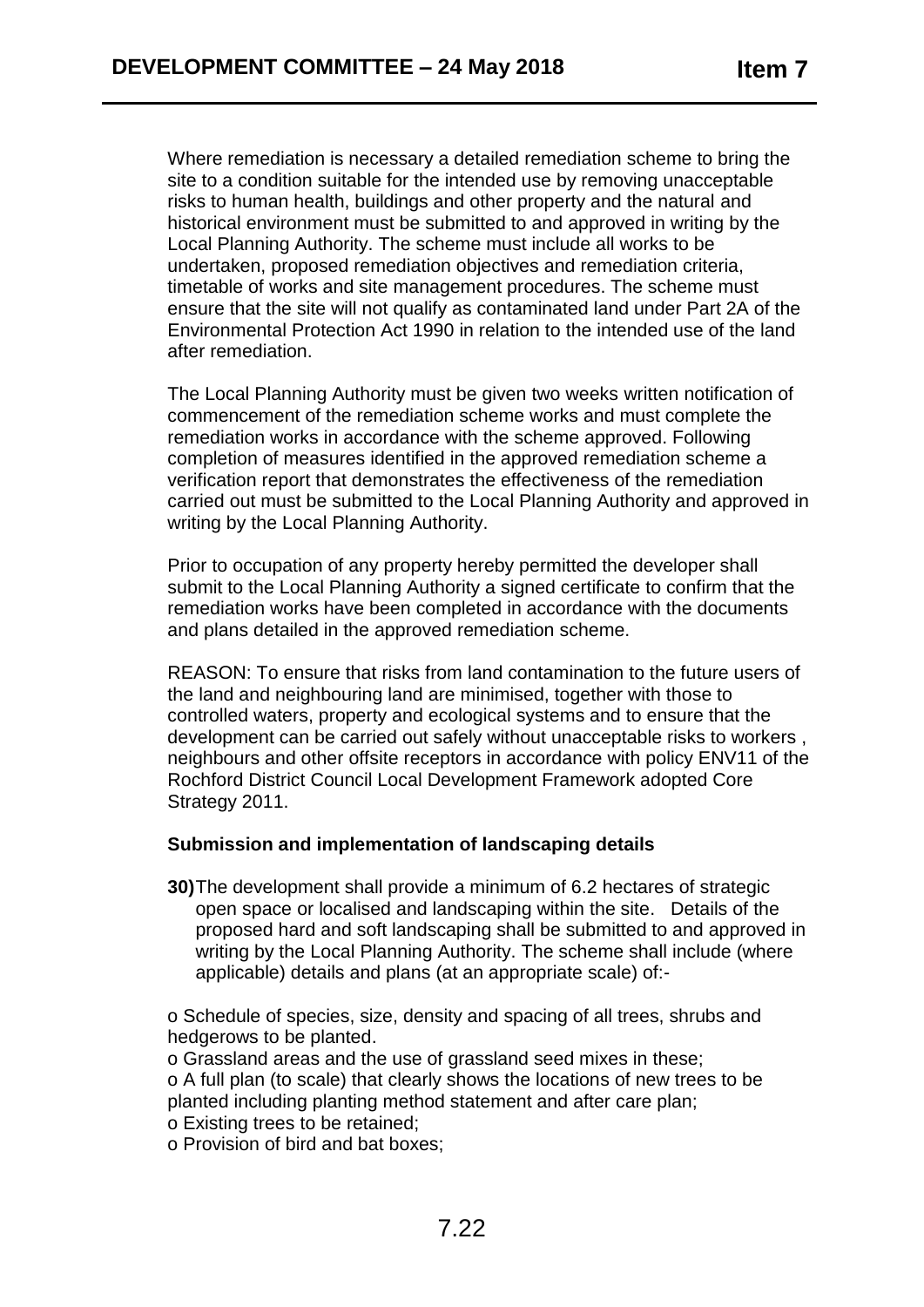Where remediation is necessary a detailed remediation scheme to bring the site to a condition suitable for the intended use by removing unacceptable risks to human health, buildings and other property and the natural and historical environment must be submitted to and approved in writing by the Local Planning Authority. The scheme must include all works to be undertaken, proposed remediation objectives and remediation criteria, timetable of works and site management procedures. The scheme must ensure that the site will not qualify as contaminated land under Part 2A of the Environmental Protection Act 1990 in relation to the intended use of the land after remediation.

The Local Planning Authority must be given two weeks written notification of commencement of the remediation scheme works and must complete the remediation works in accordance with the scheme approved. Following completion of measures identified in the approved remediation scheme a verification report that demonstrates the effectiveness of the remediation carried out must be submitted to the Local Planning Authority and approved in writing by the Local Planning Authority.

Prior to occupation of any property hereby permitted the developer shall submit to the Local Planning Authority a signed certificate to confirm that the remediation works have been completed in accordance with the documents and plans detailed in the approved remediation scheme.

REASON: To ensure that risks from land contamination to the future users of the land and neighbouring land are minimised, together with those to controlled waters, property and ecological systems and to ensure that the development can be carried out safely without unacceptable risks to workers , neighbours and other offsite receptors in accordance with policy ENV11 of the Rochford District Council Local Development Framework adopted Core Strategy 2011.

**Submission and implementation of landscaping details**

**30)** The development shall provide a minimum of 6.2 hectares of strategic open space or localised and landscaping within the site. Details of the proposed hard and soft landscaping shall be submitted to and approved in writing by the Local Planning Authority. The scheme shall include (where applicable) details and plans (at an appropriate scale) of:-

- Schedule of species, size, density and spacing of all trees, shrubs and hedgerows to be planted.
- Grassland areas and the use of grassland seed mixes in these;
- A full plan (to scale) that clearly shows the locations of new trees to be planted including planting method statement and after care plan;
- Existing trees to be retained;
- Provision of bird and bat boxes;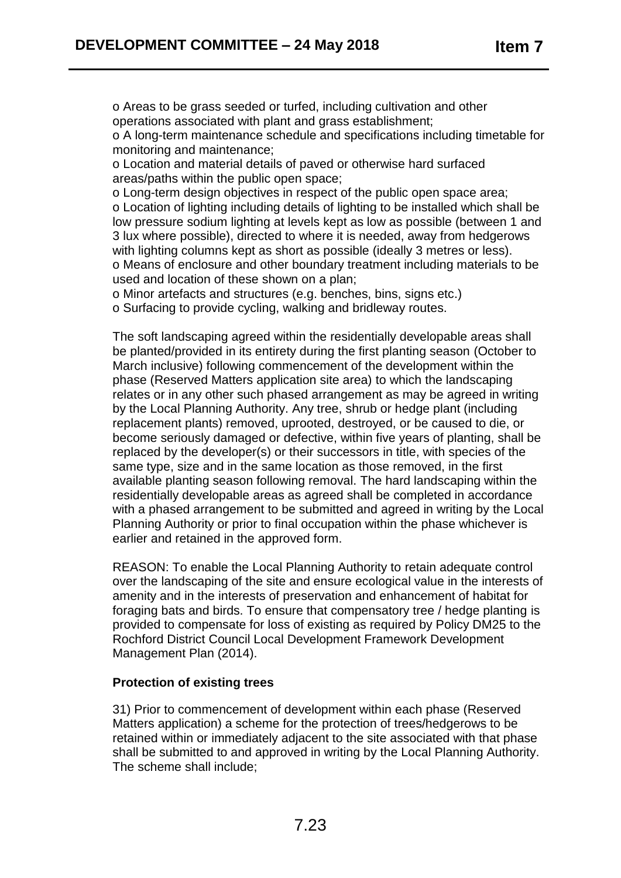o Areas to be grass seeded or turfed, including cultivation and other operations associated with plant and grass establishment;
o A long-term maintenance schedule and specifications including timetable for monitoring and maintenance;
o Location and material details of paved or otherwise hard surfaced areas/paths within the public open space;
o Long-term design objectives in respect of the public open space area;
o Location of lighting including details of lighting to be installed which shall be low pressure sodium lighting at levels kept as low as possible (between 1 and 3 lux where possible), directed to where it is needed, away from hedgerows with lighting columns kept as short as possible (ideally 3 metres or less).
o Means of enclosure and other boundary treatment including materials to be used and location of these shown on a plan;
o Minor artefacts and structures (e.g. benches, bins, signs etc.)
o Surfacing to provide cycling, walking and bridleway routes.

The soft landscaping agreed within the residentially developable areas shall be planted/provided in its entirety during the first planting season (October to March inclusive) following commencement of the development within the phase (Reserved Matters application site area) to which the landscaping relates or in any other such phased arrangement as may be agreed in writing by the Local Planning Authority. Any tree, shrub or hedge plant (including replacement plants) removed, uprooted, destroyed, or be caused to die, or become seriously damaged or defective, within five years of planting, shall be replaced by the developer(s) or their successors in title, with species of the same type, size and in the same location as those removed, in the first available planting season following removal. The hard landscaping within the residentially developable areas as agreed shall be completed in accordance with a phased arrangement to be submitted and agreed in writing by the Local Planning Authority or prior to final occupation within the phase whichever is earlier and retained in the approved form.

REASON: To enable the Local Planning Authority to retain adequate control over the landscaping of the site and ensure ecological value in the interests of amenity and in the interests of preservation and enhancement of habitat for foraging bats and birds. To ensure that compensatory tree / hedge planting is provided to compensate for loss of existing as required by Policy DM25 to the Rochford District Council Local Development Framework Development Management Plan (2014).

**Protection of existing trees**

31) Prior to commencement of development within each phase (Reserved Matters application) a scheme for the protection of trees/hedgerows to be retained within or immediately adjacent to the site associated with that phase shall be submitted to and approved in writing by the Local Planning Authority. The scheme shall include;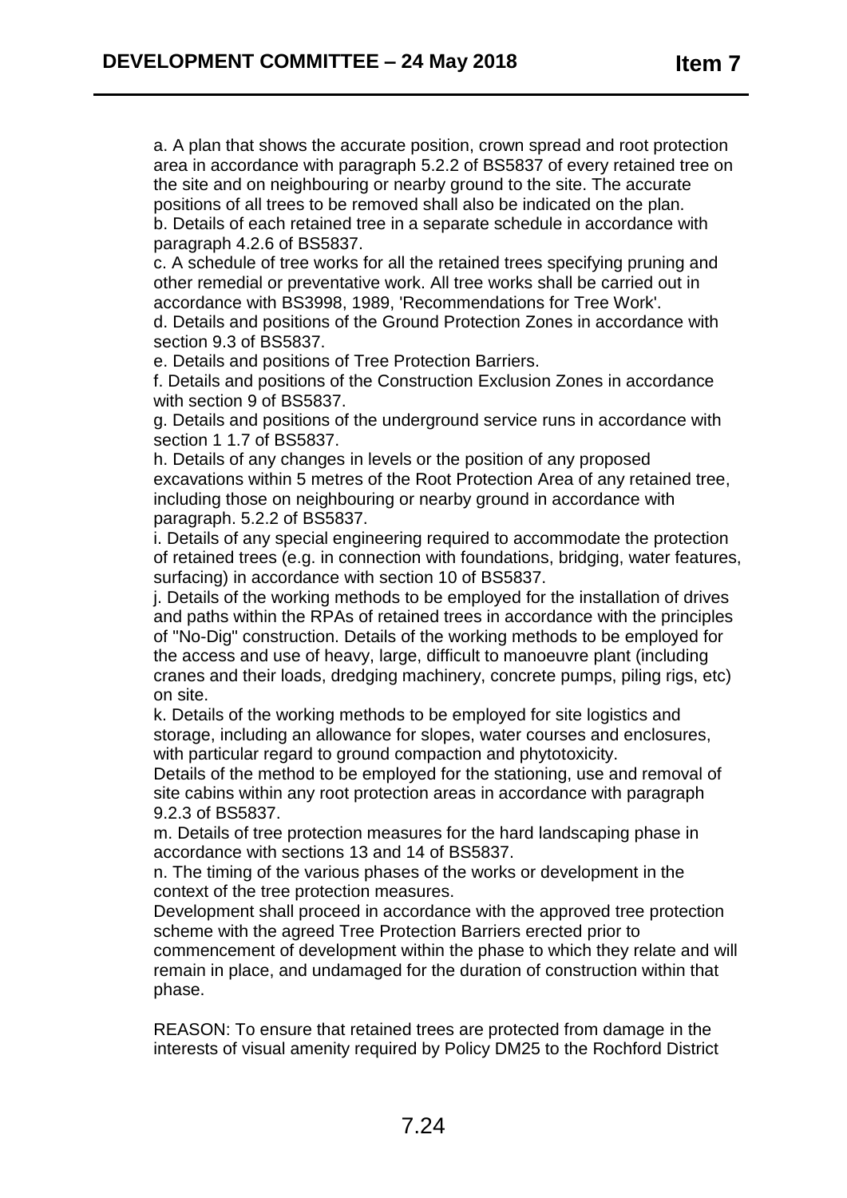a. A plan that shows the accurate position, crown spread and root protection area in accordance with paragraph 5.2.2 of BS5837 of every retained tree on the site and on neighbouring or nearby ground to the site. The accurate positions of all trees to be removed shall also be indicated on the plan.
b. Details of each retained tree in a separate schedule in accordance with paragraph 4.2.6 of BS5837.
c. A schedule of tree works for all the retained trees specifying pruning and other remedial or preventative work. All tree works shall be carried out in accordance with BS3998, 1989, 'Recommendations for Tree Work'.
d. Details and positions of the Ground Protection Zones in accordance with section 9.3 of BS5837.
e. Details and positions of Tree Protection Barriers.
f. Details and positions of the Construction Exclusion Zones in accordance with section 9 of BS5837.
g. Details and positions of the underground service runs in accordance with section 1 1.7 of BS5837.
h. Details of any changes in levels or the position of any proposed excavations within 5 metres of the Root Protection Area of any retained tree, including those on neighbouring or nearby ground in accordance with paragraph. 5.2.2 of BS5837.
i. Details of any special engineering required to accommodate the protection of retained trees (e.g. in connection with foundations, bridging, water features, surfacing) in accordance with section 10 of BS5837.
j. Details of the working methods to be employed for the installation of drives and paths within the RPAs of retained trees in accordance with the principles of "No-Dig" construction. Details of the working methods to be employed for the access and use of heavy, large, difficult to manoeuvre plant (including cranes and their loads, dredging machinery, concrete pumps, piling rigs, etc) on site.
k. Details of the working methods to be employed for site logistics and storage, including an allowance for slopes, water courses and enclosures, with particular regard to ground compaction and phytotoxicity.
Details of the method to be employed for the stationing, use and removal of site cabins within any root protection areas in accordance with paragraph 9.2.3 of BS5837.
m. Details of tree protection measures for the hard landscaping phase in accordance with sections 13 and 14 of BS5837.
n. The timing of the various phases of the works or development in the context of the tree protection measures.
Development shall proceed in accordance with the approved tree protection scheme with the agreed Tree Protection Barriers erected prior to commencement of development within the phase to which they relate and will remain in place, and undamaged for the duration of construction within that phase.

REASON: To ensure that retained trees are protected from damage in the interests of visual amenity required by Policy DM25 to the Rochford District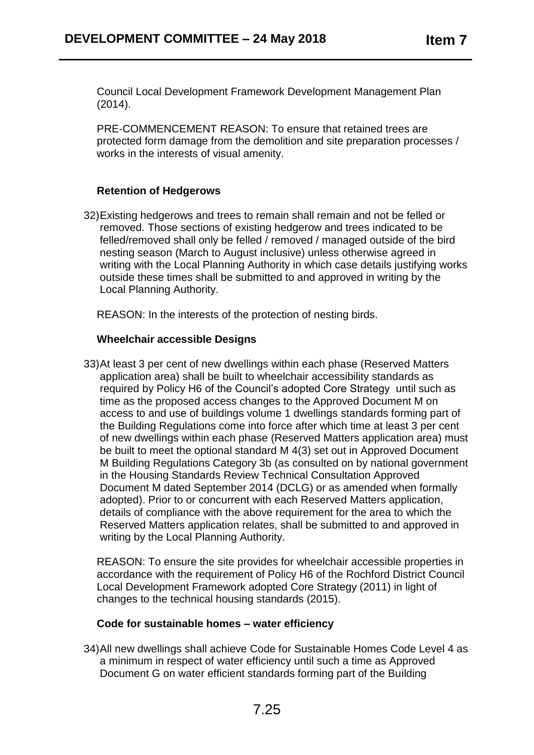Council Local Development Framework Development Management Plan (2014).

PRE-COMMENCEMENT REASON: To ensure that retained trees are protected form damage from the demolition and site preparation processes / works in the interests of visual amenity.

**Retention of Hedgerows**

32) Existing hedgerows and trees to remain shall remain and not be felled or removed. Those sections of existing hedgerow and trees indicated to be felled/removed shall only be felled / removed / managed outside of the bird nesting season (March to August inclusive) unless otherwise agreed in writing with the Local Planning Authority in which case details justifying works outside these times shall be submitted to and approved in writing by the Local Planning Authority.

REASON: In the interests of the protection of nesting birds.

**Wheelchair accessible Designs**

33) At least 3 per cent of new dwellings within each phase (Reserved Matters application area) shall be built to wheelchair accessibility standards as required by Policy H6 of the Council's adopted Core Strategy until such as time as the proposed access changes to the Approved Document M on access to and use of buildings volume 1 dwellings standards forming part of the Building Regulations come into force after which time at least 3 per cent of new dwellings within each phase (Reserved Matters application area) must be built to meet the optional standard M 4(3) set out in Approved Document M Building Regulations Category 3b (as consulted on by national government in the Housing Standards Review Technical Consultation Approved Document M dated September 2014 (DCLG) or as amended when formally adopted). Prior to or concurrent with each Reserved Matters application, details of compliance with the above requirement for the area to which the Reserved Matters application relates, shall be submitted to and approved in writing by the Local Planning Authority.

REASON: To ensure the site provides for wheelchair accessible properties in accordance with the requirement of Policy H6 of the Rochford District Council Local Development Framework adopted Core Strategy (2011) in light of changes to the technical housing standards (2015).

**Code for sustainable homes – water efficiency**

34) All new dwellings shall achieve Code for Sustainable Homes Code Level 4 as a minimum in respect of water efficiency until such a time as Approved Document G on water efficient standards forming part of the Building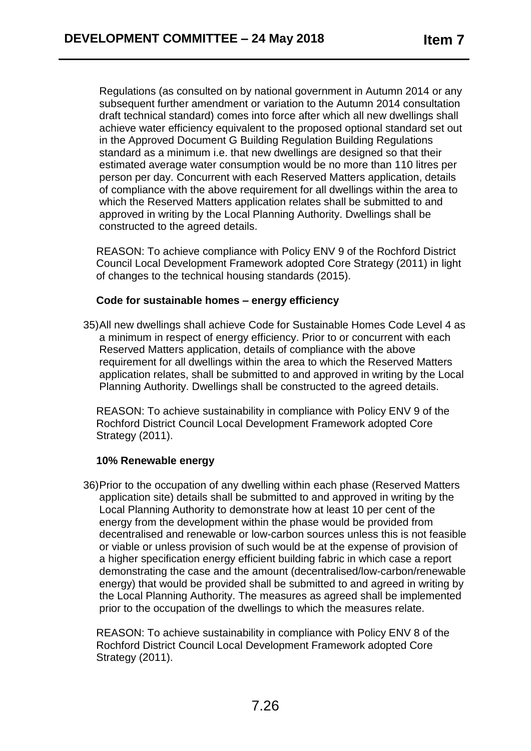Regulations (as consulted on by national government in Autumn 2014 or any subsequent further amendment or variation to the Autumn 2014 consultation draft technical standard) comes into force after which all new dwellings shall achieve water efficiency equivalent to the proposed optional standard set out in the Approved Document G Building Regulation Building Regulations standard as a minimum i.e. that new dwellings are designed so that their estimated average water consumption would be no more than 110 litres per person per day. Concurrent with each Reserved Matters application, details of compliance with the above requirement for all dwellings within the area to which the Reserved Matters application relates shall be submitted to and approved in writing by the Local Planning Authority. Dwellings shall be constructed to the agreed details.

REASON: To achieve compliance with Policy ENV 9 of the Rochford District Council Local Development Framework adopted Core Strategy (2011) in light of changes to the technical housing standards (2015).

**Code for sustainable homes – energy efficiency**

35) All new dwellings shall achieve Code for Sustainable Homes Code Level 4 as a minimum in respect of energy efficiency. Prior to or concurrent with each Reserved Matters application, details of compliance with the above requirement for all dwellings within the area to which the Reserved Matters application relates, shall be submitted to and approved in writing by the Local Planning Authority. Dwellings shall be constructed to the agreed details.

REASON: To achieve sustainability in compliance with Policy ENV 9 of the Rochford District Council Local Development Framework adopted Core Strategy (2011).

**10% Renewable energy**

36) Prior to the occupation of any dwelling within each phase (Reserved Matters application site) details shall be submitted to and approved in writing by the Local Planning Authority to demonstrate how at least 10 per cent of the energy from the development within the phase would be provided from decentralised and renewable or low-carbon sources unless this is not feasible or viable or unless provision of such would be at the expense of provision of a higher specification energy efficient building fabric in which case a report demonstrating the case and the amount (decentralised/low-carbon/renewable energy) that would be provided shall be submitted to and agreed in writing by the Local Planning Authority. The measures as agreed shall be implemented prior to the occupation of the dwellings to which the measures relate.

REASON: To achieve sustainability in compliance with Policy ENV 8 of the Rochford District Council Local Development Framework adopted Core Strategy (2011).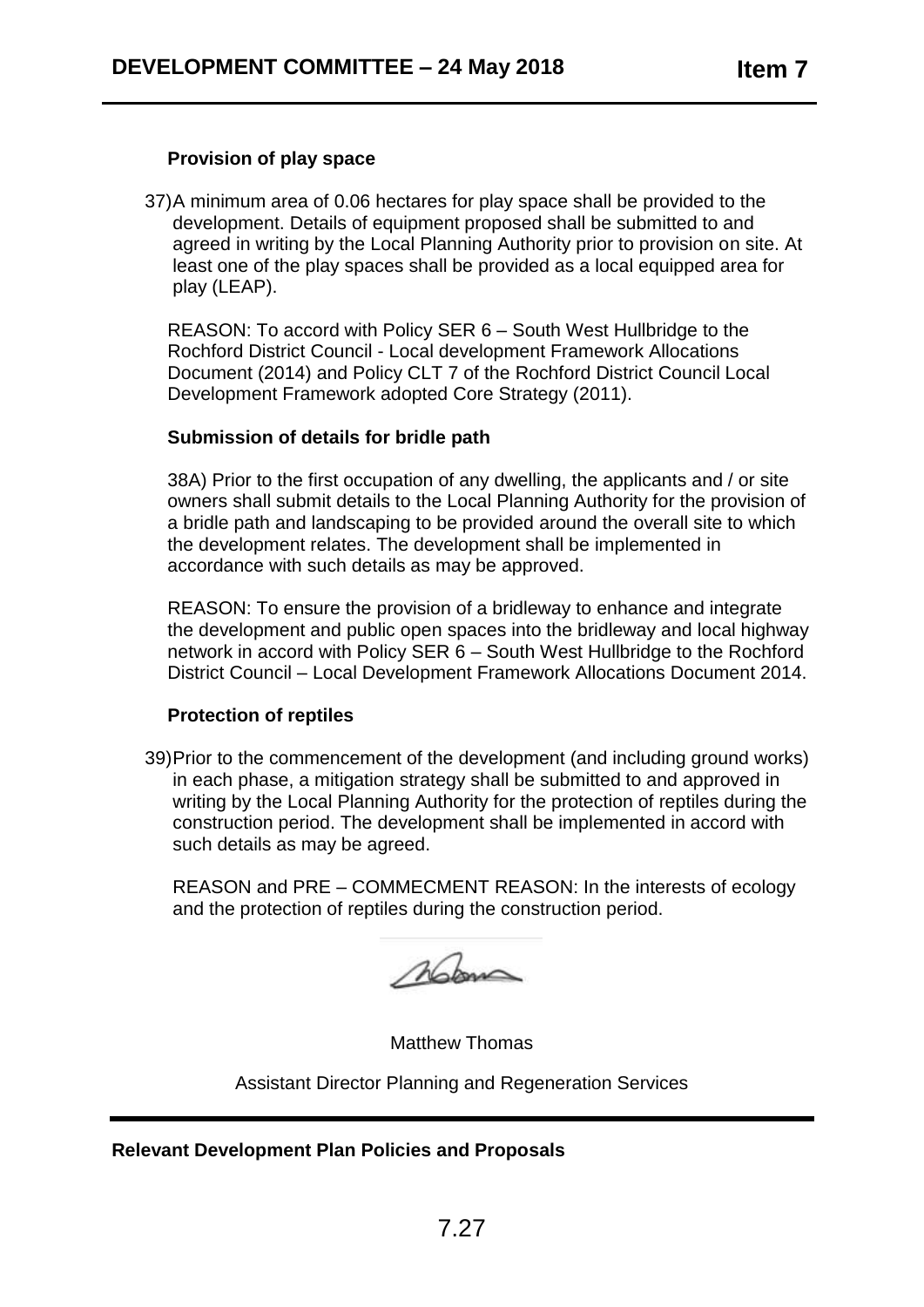**Provision of play space**

37) A minimum area of 0.06 hectares for play space shall be provided to the development. Details of equipment proposed shall be submitted to and agreed in writing by the Local Planning Authority prior to provision on site. At least one of the play spaces shall be provided as a local equipped area for play (LEAP).

REASON: To accord with Policy SER 6 – South West Hullbridge to the Rochford District Council - Local development Framework Allocations Document (2014) and Policy CLT 7 of the Rochford District Council Local Development Framework adopted Core Strategy (2011).

**Submission of details for bridle path**

38A) Prior to the first occupation of any dwelling, the applicants and / or site owners shall submit details to the Local Planning Authority for the provision of a bridle path and landscaping to be provided around the overall site to which the development relates. The development shall be implemented in accordance with such details as may be approved.

REASON: To ensure the provision of a bridleway to enhance and integrate the development and public open spaces into the bridleway and local highway network in accord with Policy SER 6 – South West Hullbridge to the Rochford District Council – Local Development Framework Allocations Document 2014.

**Protection of reptiles**

39) Prior to the commencement of the development (and including ground works) in each phase, a mitigation strategy shall be submitted to and approved in writing by the Local Planning Authority for the protection of reptiles during the construction period. The development shall be implemented in accord with such details as may be agreed.

REASON and PRE – COMMECMENT REASON: In the interests of ecology and the protection of reptiles during the construction period.

Matthew Thomas

Assistant Director Planning and Regeneration Services

**Relevant Development Plan Policies and Proposals**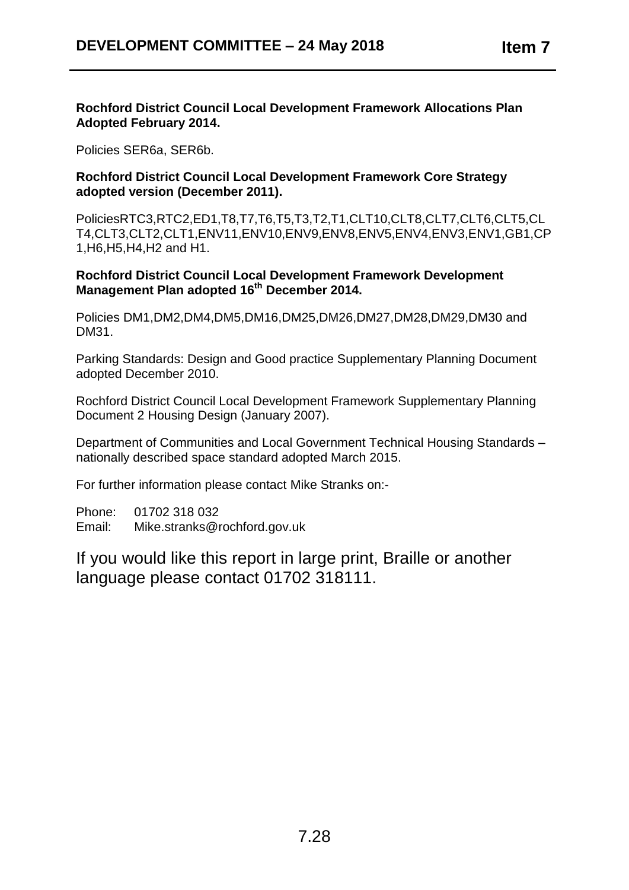**Rochford District Council Local Development Framework Allocations Plan Adopted February 2014.**

Policies SER6a, SER6b.

**Rochford District Council Local Development Framework Core Strategy adopted version (December 2011).**

PoliciesRTC3,RTC2,ED1,T8,T7,T6,T5,T3,T2,T1,CLT10,CLT8,CLT7,CLT6,CLT5,CLT4,CLT3,CLT2,CLT1,ENV11,ENV10,ENV9,ENV8,ENV5,ENV4,ENV3,ENV1,GB1,CP1,H6,H5,H4,H2 and H1.

**Rochford District Council Local Development Framework Development Management Plan adopted 16th December 2014.**

Policies DM1,DM2,DM4,DM5,DM16,DM25,DM26,DM27,DM28,DM29,DM30 and DM31.

Parking Standards: Design and Good practice Supplementary Planning Document adopted December 2010.

Rochford District Council Local Development Framework Supplementary Planning Document 2 Housing Design (January 2007).

Department of Communities and Local Government Technical Housing Standards – nationally described space standard adopted March 2015.

For further information please contact Mike Stranks on:-

Phone: 01702 318 032
Email: Mike.stranks@rochford.gov.uk

If you would like this report in large print, Braille or another language please contact 01702 318111.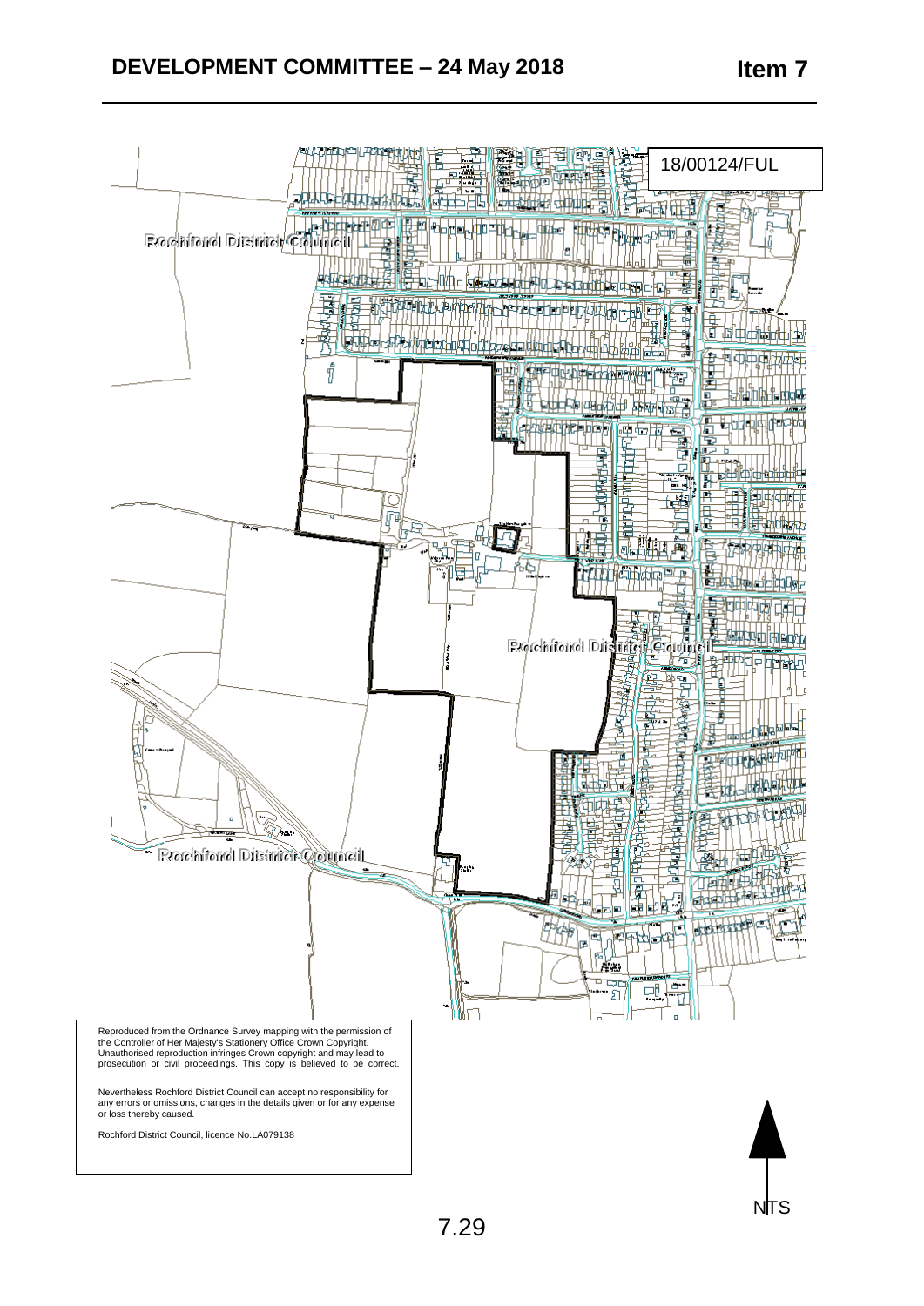18/00124/FUL

Rochford District Council

Rochford District Council

Rochford District Council

Reproduced from the Ordnance Survey mapping with the permission of the Controller of Her Majesty's Stationery Office Crown Copyright. Unauthorised reproduction infringes Crown copyright and may lead to prosecution or civil proceedings. This copy is believed to be correct.

Nevertheless Rochford District Council can accept no responsibility for any errors or omissions, changes in the details given or for any expense or loss thereby caused.

Rochford District Council, licence No.LA079138

NTS